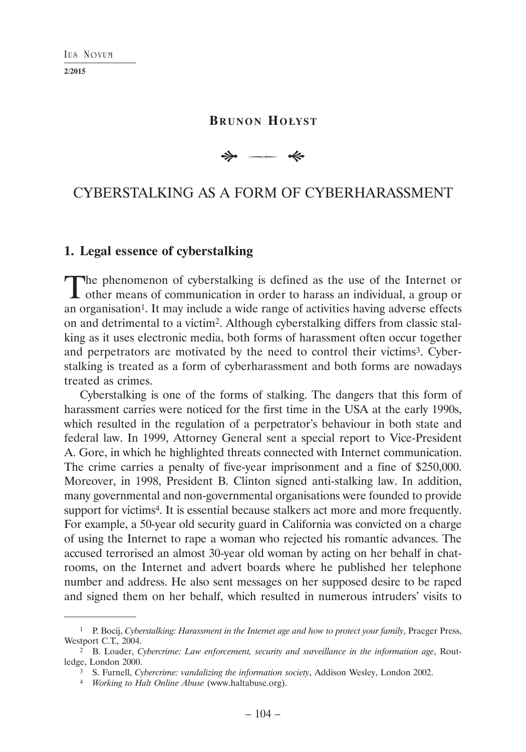**Brunon Hołyst**

# CYBERSTALKING AS A FORM OF CYBERHARASSMENT

## 1. Legal essence of cyberstalking

The phenomenon of cyberstalking is defined as the use of the Internet or other means of communication in order to harass an individual, a group or an organisation[1]. It may include a wide range of activities having adverse effects on and detrimental to a victim[2]. Although cyberstalking differs from classic stalking as it uses electronic media, both forms of harassment often occur together and perpetrators are motivated by the need to control their victims[3]. Cyberstalking is treated as a form of cyberharassment and both forms are nowadays treated as crimes.

Cyberstalking is one of the forms of stalking. The dangers that this form of harassment carries were noticed for the first time in the USA at the early 1990s, which resulted in the regulation of a perpetrator's behaviour in both state and federal law. In 1999, Attorney General sent a special report to Vice-President A. Gore, in which he highlighted threats connected with Internet communication. The crime carries a penalty of five-year imprisonment and a fine of $250,000. Moreover, in 1998, President B. Clinton signed anti-stalking law. In addition, many governmental and non-governmental organisations were founded to provide support for victims[4]. It is essential because stalkers act more and more frequently. For example, a 50-year old security guard in California was convicted on a charge of using the Internet to rape a woman who rejected his romantic advances. The accused terrorised an almost 30-year old woman by acting on her behalf in chatrooms, on the Internet and advert boards where he published her telephone number and address. He also sent messages on her supposed desire to be raped and signed them on her behalf, which resulted in numerous intruders' visits to

---

[1] P. Bocij, *Cyberstalking: Harassment in the Internet age and how to protect your family*, Praeger Press, Westport C.T., 2004.

[2] B. Loader, *Cybercrime: Law enforcement, security and surveillance in the information age*, Routledge, London 2000.

[3] S. Furnell, *Cybercrime: vandalizing the information society*, Addison Wesley, London 2002.

[4] *Working to Halt Online Abuse* (www.haltabuse.org).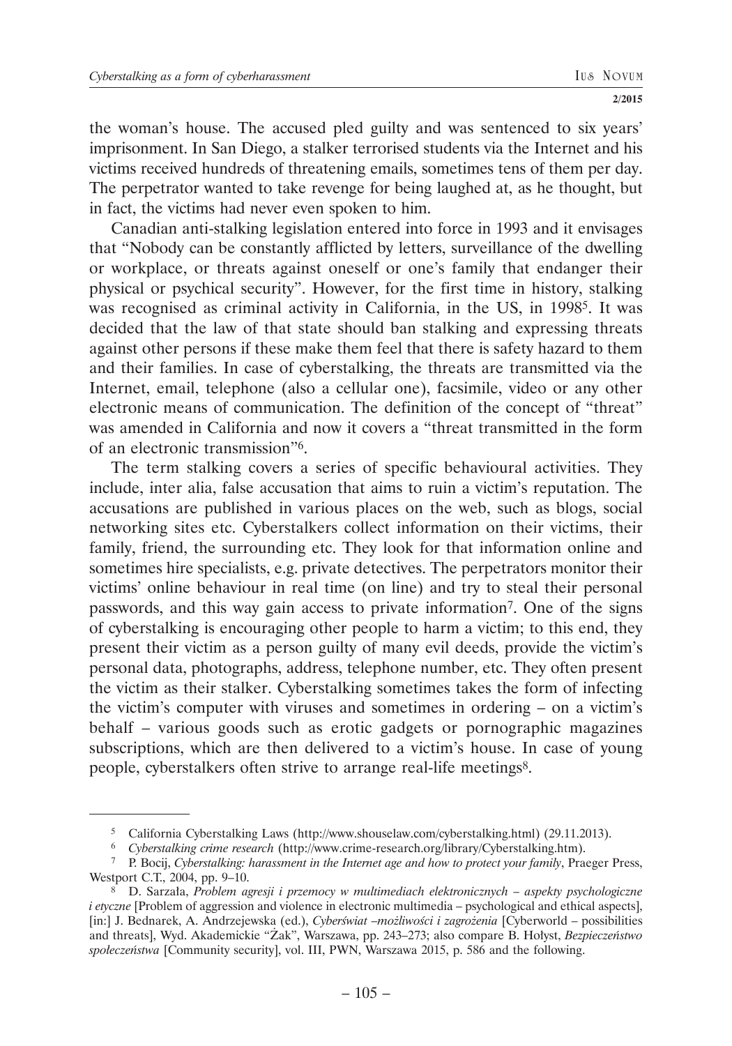the woman's house. The accused pled guilty and was sentenced to six years' imprisonment. In San Diego, a stalker terrorised students via the Internet and his victims received hundreds of threatening emails, sometimes tens of them per day. The perpetrator wanted to take revenge for being laughed at, as he thought, but in fact, the victims had never even spoken to him.

Canadian anti-stalking legislation entered into force in 1993 and it envisages that "Nobody can be constantly afflicted by letters, surveillance of the dwelling or workplace, or threats against oneself or one's family that endanger their physical or psychical security". However, for the first time in history, stalking was recognised as criminal activity in California, in the US, in 1998[5]. It was decided that the law of that state should ban stalking and expressing threats against other persons if these make them feel that there is safety hazard to them and their families. In case of cyberstalking, the threats are transmitted via the Internet, email, telephone (also a cellular one), facsimile, video or any other electronic means of communication. The definition of the concept of "threat" was amended in California and now it covers a "threat transmitted in the form of an electronic transmission"[6].

The term stalking covers a series of specific behavioural activities. They include, inter alia, false accusation that aims to ruin a victim's reputation. The accusations are published in various places on the web, such as blogs, social networking sites etc. Cyberstalkers collect information on their victims, their family, friend, the surrounding etc. They look for that information online and sometimes hire specialists, e.g. private detectives. The perpetrators monitor their victims' online behaviour in real time (on line) and try to steal their personal passwords, and this way gain access to private information[7]. One of the signs of cyberstalking is encouraging other people to harm a victim; to this end, they present their victim as a person guilty of many evil deeds, provide the victim's personal data, photographs, address, telephone number, etc. They often present the victim as their stalker. Cyberstalking sometimes takes the form of infecting the victim's computer with viruses and sometimes in ordering – on a victim's behalf – various goods such as erotic gadgets or pornographic magazines subscriptions, which are then delivered to a victim's house. In case of young people, cyberstalkers often strive to arrange real-life meetings[8].

---

[5] California Cyberstalking Laws (http://www.shouselaw.com/cyberstalking.html) (29.11.2013).

[6] *Cyberstalking crime research* (http://www.crime-research.org/library/Cyberstalking.htm).

[7] P. Bocij, *Cyberstalking: harassment in the Internet age and how to protect your family*, Praeger Press, Westport C.T., 2004, pp. 9–10.

[8] D. Sarzała, *Problem agresji i przemocy w multimediach elektronicznych – aspekty psychologiczne i etyczne* [Problem of aggression and violence in electronic multimedia – psychological and ethical aspects], [in:] J. Bednarek, A. Andrzejewska (ed.), *Cyberświat –możliwości i zagrożenia* [Cyberworld – possibilities and threats], Wyd. Akademickie "Żak", Warszawa, pp. 243–273; also compare B. Hołyst, *Bezpieczeństwo społeczeństwa* [Community security], vol. III, PWN, Warszawa 2015, p. 586 and the following.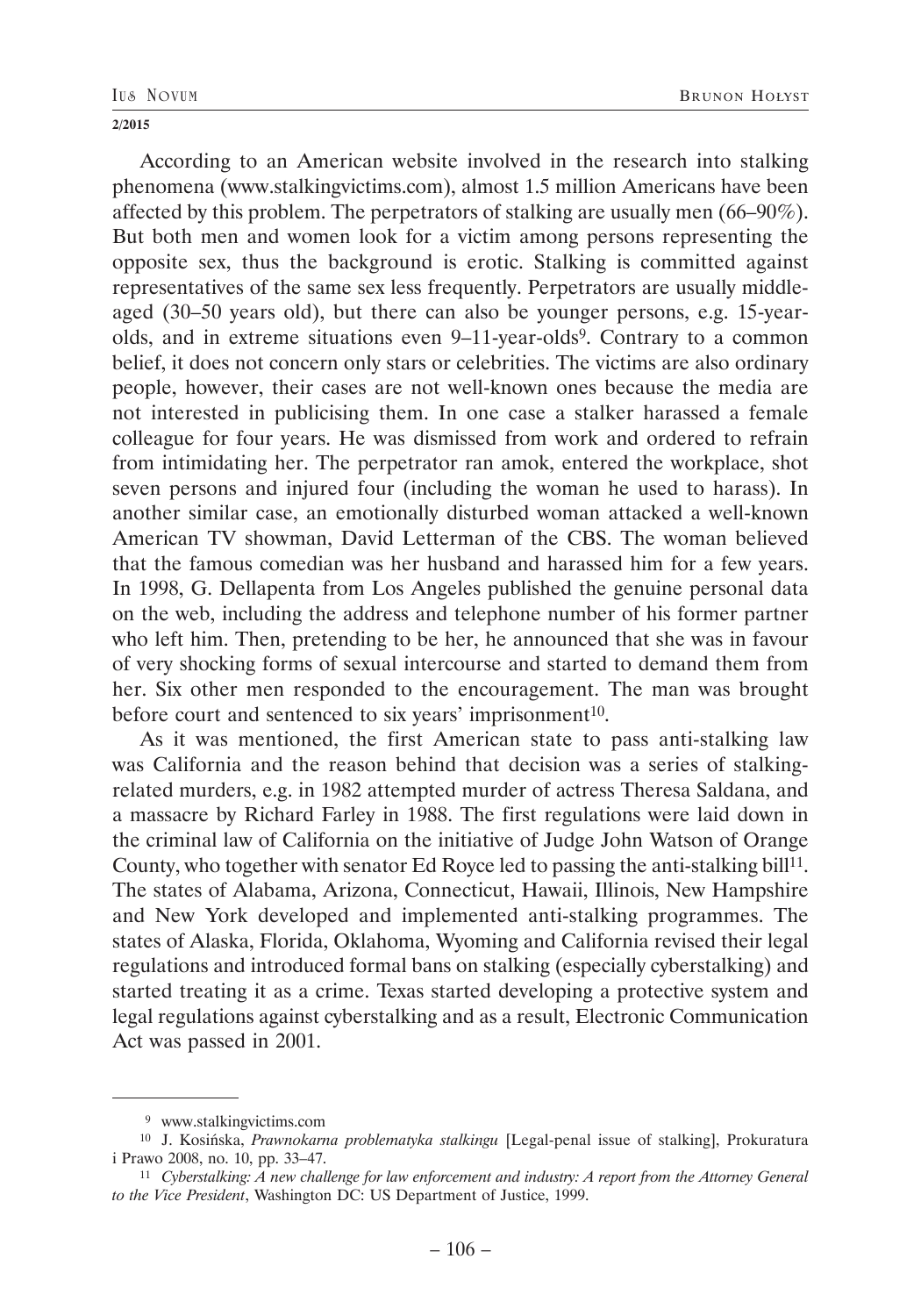According to an American website involved in the research into stalking phenomena (www.stalkingvictims.com), almost 1.5 million Americans have been affected by this problem. The perpetrators of stalking are usually men (66–90%). But both men and women look for a victim among persons representing the opposite sex, thus the background is erotic. Stalking is committed against representatives of the same sex less frequently. Perpetrators are usually middle-aged (30–50 years old), but there can also be younger persons, e.g. 15-year-olds, and in extreme situations even 9–11-year-olds[9]. Contrary to a common belief, it does not concern only stars or celebrities. The victims are also ordinary people, however, their cases are not well-known ones because the media are not interested in publicising them. In one case a stalker harassed a female colleague for four years. He was dismissed from work and ordered to refrain from intimidating her. The perpetrator ran amok, entered the workplace, shot seven persons and injured four (including the woman he used to harass). In another similar case, an emotionally disturbed woman attacked a well-known American TV showman, David Letterman of the CBS. The woman believed that the famous comedian was her husband and harassed him for a few years. In 1998, G. Dellapenta from Los Angeles published the genuine personal data on the web, including the address and telephone number of his former partner who left him. Then, pretending to be her, he announced that she was in favour of very shocking forms of sexual intercourse and started to demand them from her. Six other men responded to the encouragement. The man was brought before court and sentenced to six years' imprisonment[10].

As it was mentioned, the first American state to pass anti-stalking law was California and the reason behind that decision was a series of stalking-related murders, e.g. in 1982 attempted murder of actress Theresa Saldana, and a massacre by Richard Farley in 1988. The first regulations were laid down in the criminal law of California on the initiative of Judge John Watson of Orange County, who together with senator Ed Royce led to passing the anti-stalking bill[11]. The states of Alabama, Arizona, Connecticut, Hawaii, Illinois, New Hampshire and New York developed and implemented anti-stalking programmes. The states of Alaska, Florida, Oklahoma, Wyoming and California revised their legal regulations and introduced formal bans on stalking (especially cyberstalking) and started treating it as a crime. Texas started developing a protective system and legal regulations against cyberstalking and as a result, Electronic Communication Act was passed in 2001.

---

[9] www.stalkingvictims.com

[10] J. Kosińska, *Prawnokarna problematyka stalkingu* [Legal-penal issue of stalking], Prokuratura i Prawo 2008, no. 10, pp. 33–47.

[11] *Cyberstalking: A new challenge for law enforcement and industry: A report from the Attorney General to the Vice President*, Washington DC: US Department of Justice, 1999.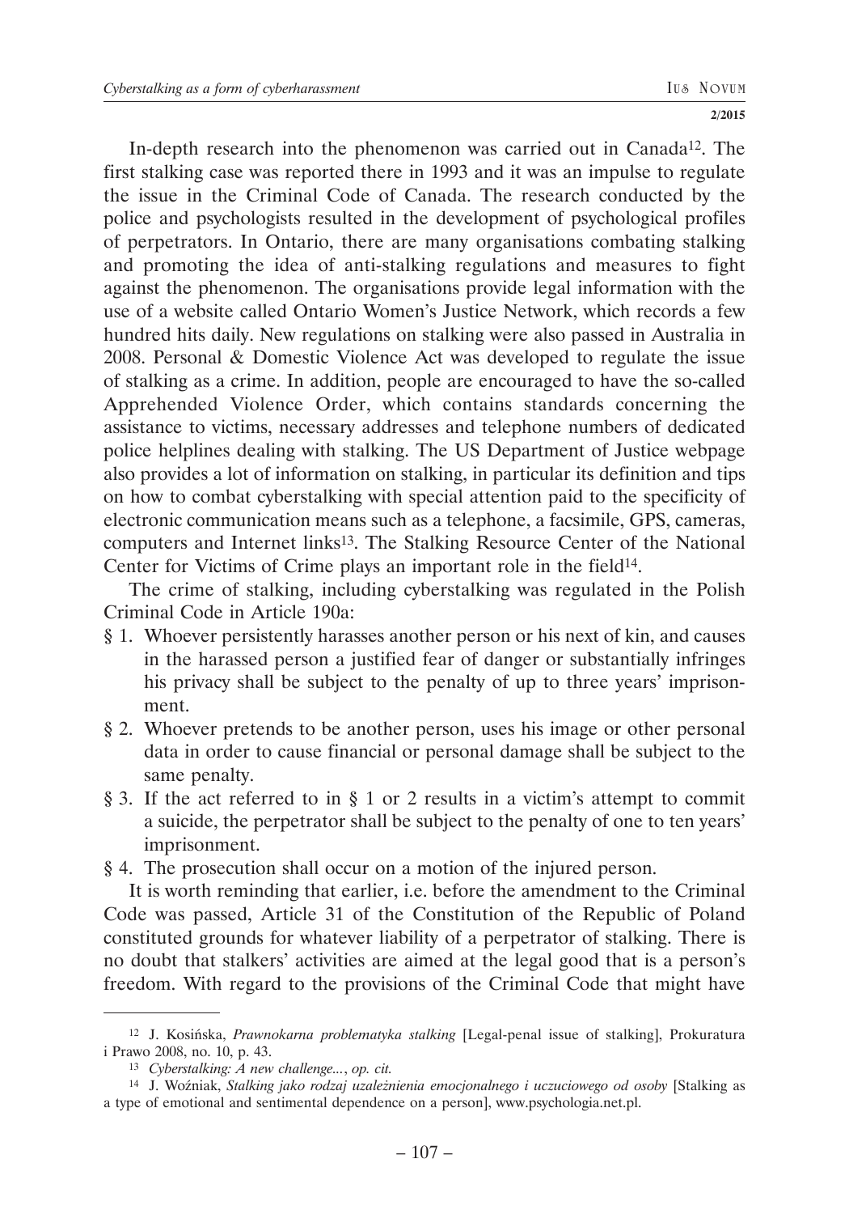In-depth research into the phenomenon was carried out in Canada[12]. The first stalking case was reported there in 1993 and it was an impulse to regulate the issue in the Criminal Code of Canada. The research conducted by the police and psychologists resulted in the development of psychological profiles of perpetrators. In Ontario, there are many organisations combating stalking and promoting the idea of anti-stalking regulations and measures to fight against the phenomenon. The organisations provide legal information with the use of a website called Ontario Women's Justice Network, which records a few hundred hits daily. New regulations on stalking were also passed in Australia in 2008. Personal & Domestic Violence Act was developed to regulate the issue of stalking as a crime. In addition, people are encouraged to have the so-called Apprehended Violence Order, which contains standards concerning the assistance to victims, necessary addresses and telephone numbers of dedicated police helplines dealing with stalking. The US Department of Justice webpage also provides a lot of information on stalking, in particular its definition and tips on how to combat cyberstalking with special attention paid to the specificity of electronic communication means such as a telephone, a facsimile, GPS, cameras, computers and Internet links[13]. The Stalking Resource Center of the National Center for Victims of Crime plays an important role in the field[14].

The crime of stalking, including cyberstalking was regulated in the Polish Criminal Code in Article 190a:

§ 1. Whoever persistently harasses another person or his next of kin, and causes in the harassed person a justified fear of danger or substantially infringes his privacy shall be subject to the penalty of up to three years' imprisonment.

§ 2. Whoever pretends to be another person, uses his image or other personal data in order to cause financial or personal damage shall be subject to the same penalty.

§ 3. If the act referred to in § 1 or 2 results in a victim's attempt to commit a suicide, the perpetrator shall be subject to the penalty of one to ten years' imprisonment.

§ 4. The prosecution shall occur on a motion of the injured person.

It is worth reminding that earlier, i.e. before the amendment to the Criminal Code was passed, Article 31 of the Constitution of the Republic of Poland constituted grounds for whatever liability of a perpetrator of stalking. There is no doubt that stalkers' activities are aimed at the legal good that is a person's freedom. With regard to the provisions of the Criminal Code that might have

---

[12] J. Kosińska, *Prawnokarna problematyka stalking* [Legal-penal issue of stalking], Prokuratura i Prawo 2008, no. 10, p. 43.

[13] *Cyberstalking: A new challenge...*, *op. cit.*

[14] J. Woźniak, *Stalking jako rodzaj uzależnienia emocjonalnego i uczuciowego od osoby* [Stalking as a type of emotional and sentimental dependence on a person], www.psychologia.net.pl.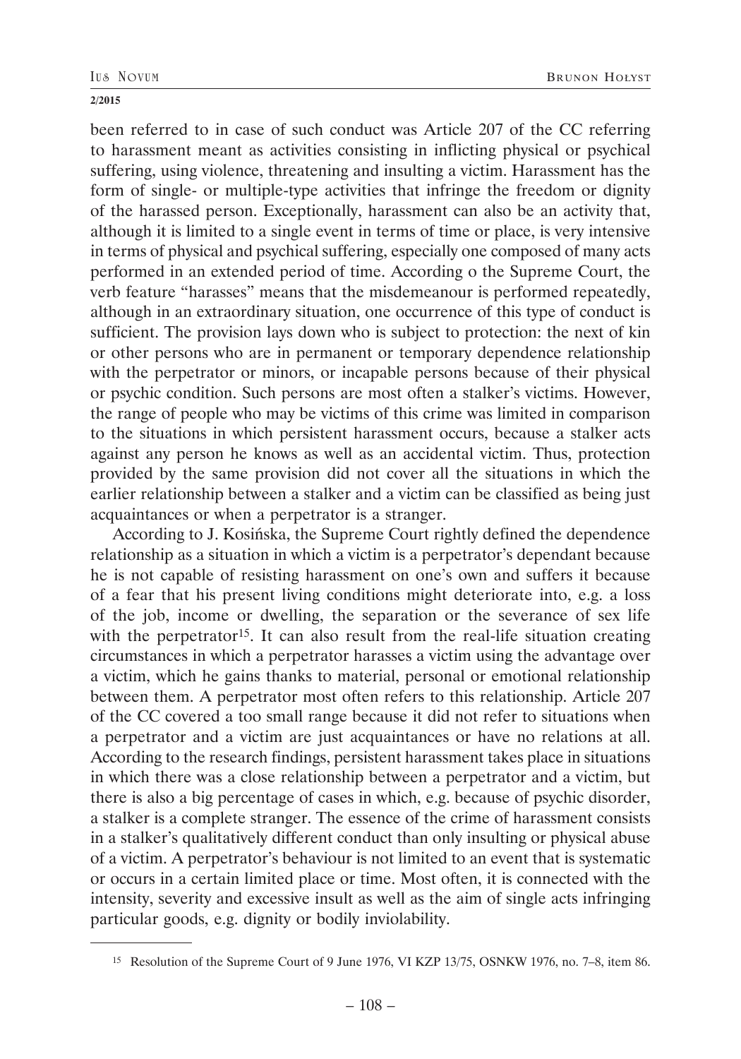been referred to in case of such conduct was Article 207 of the CC referring to harassment meant as activities consisting in inflicting physical or psychical suffering, using violence, threatening and insulting a victim. Harassment has the form of single- or multiple-type activities that infringe the freedom or dignity of the harassed person. Exceptionally, harassment can also be an activity that, although it is limited to a single event in terms of time or place, is very intensive in terms of physical and psychical suffering, especially one composed of many acts performed in an extended period of time. According o the Supreme Court, the verb feature "harasses" means that the misdemeanour is performed repeatedly, although in an extraordinary situation, one occurrence of this type of conduct is sufficient. The provision lays down who is subject to protection: the next of kin or other persons who are in permanent or temporary dependence relationship with the perpetrator or minors, or incapable persons because of their physical or psychic condition. Such persons are most often a stalker's victims. However, the range of people who may be victims of this crime was limited in comparison to the situations in which persistent harassment occurs, because a stalker acts against any person he knows as well as an accidental victim. Thus, protection provided by the same provision did not cover all the situations in which the earlier relationship between a stalker and a victim can be classified as being just acquaintances or when a perpetrator is a stranger.

According to J. Kosińska, the Supreme Court rightly defined the dependence relationship as a situation in which a victim is a perpetrator's dependant because he is not capable of resisting harassment on one's own and suffers it because of a fear that his present living conditions might deteriorate into, e.g. a loss of the job, income or dwelling, the separation or the severance of sex life with the perpetrator[15]. It can also result from the real-life situation creating circumstances in which a perpetrator harasses a victim using the advantage over a victim, which he gains thanks to material, personal or emotional relationship between them. A perpetrator most often refers to this relationship. Article 207 of the CC covered a too small range because it did not refer to situations when a perpetrator and a victim are just acquaintances or have no relations at all. According to the research findings, persistent harassment takes place in situations in which there was a close relationship between a perpetrator and a victim, but there is also a big percentage of cases in which, e.g. because of psychic disorder, a stalker is a complete stranger. The essence of the crime of harassment consists in a stalker's qualitatively different conduct than only insulting or physical abuse of a victim. A perpetrator's behaviour is not limited to an event that is systematic or occurs in a certain limited place or time. Most often, it is connected with the intensity, severity and excessive insult as well as the aim of single acts infringing particular goods, e.g. dignity or bodily inviolability.

[15] Resolution of the Supreme Court of 9 June 1976, VI KZP 13/75, OSNKW 1976, no. 7–8, item 86.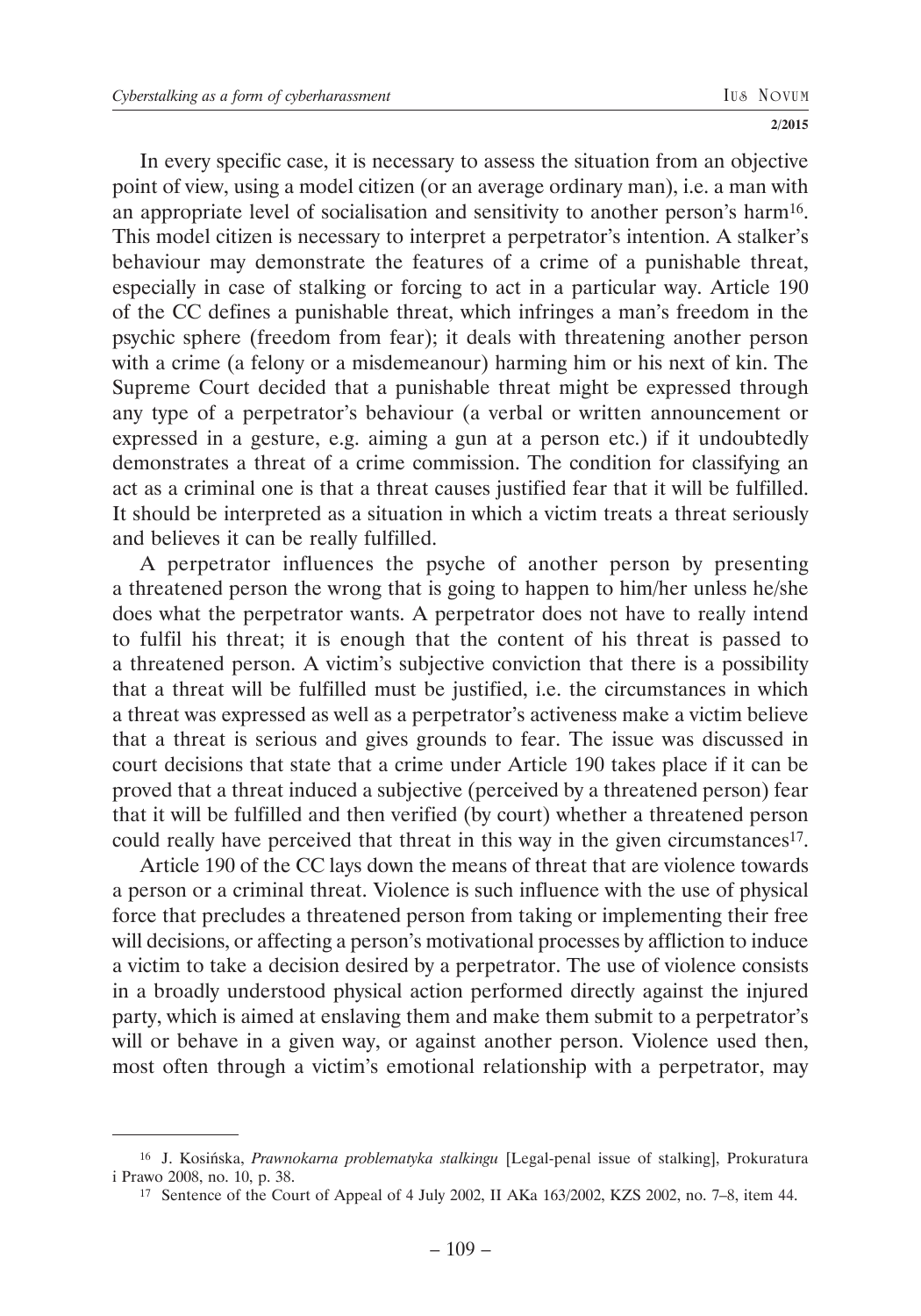In every specific case, it is necessary to assess the situation from an objective point of view, using a model citizen (or an average ordinary man), i.e. a man with an appropriate level of socialisation and sensitivity to another person's harm[16]. This model citizen is necessary to interpret a perpetrator's intention. A stalker's behaviour may demonstrate the features of a crime of a punishable threat, especially in case of stalking or forcing to act in a particular way. Article 190 of the CC defines a punishable threat, which infringes a man's freedom in the psychic sphere (freedom from fear); it deals with threatening another person with a crime (a felony or a misdemeanour) harming him or his next of kin. The Supreme Court decided that a punishable threat might be expressed through any type of a perpetrator's behaviour (a verbal or written announcement or expressed in a gesture, e.g. aiming a gun at a person etc.) if it undoubtedly demonstrates a threat of a crime commission. The condition for classifying an act as a criminal one is that a threat causes justified fear that it will be fulfilled. It should be interpreted as a situation in which a victim treats a threat seriously and believes it can be really fulfilled.

A perpetrator influences the psyche of another person by presenting a threatened person the wrong that is going to happen to him/her unless he/she does what the perpetrator wants. A perpetrator does not have to really intend to fulfil his threat; it is enough that the content of his threat is passed to a threatened person. A victim's subjective conviction that there is a possibility that a threat will be fulfilled must be justified, i.e. the circumstances in which a threat was expressed as well as a perpetrator's activeness make a victim believe that a threat is serious and gives grounds to fear. The issue was discussed in court decisions that state that a crime under Article 190 takes place if it can be proved that a threat induced a subjective (perceived by a threatened person) fear that it will be fulfilled and then verified (by court) whether a threatened person could really have perceived that threat in this way in the given circumstances[17].

Article 190 of the CC lays down the means of threat that are violence towards a person or a criminal threat. Violence is such influence with the use of physical force that precludes a threatened person from taking or implementing their free will decisions, or affecting a person's motivational processes by affliction to induce a victim to take a decision desired by a perpetrator. The use of violence consists in a broadly understood physical action performed directly against the injured party, which is aimed at enslaving them and make them submit to a perpetrator's will or behave in a given way, or against another person. Violence used then, most often through a victim's emotional relationship with a perpetrator, may

---

[16] J. Kosińska, *Prawnokarna problematyka stalkingu* [Legal-penal issue of stalking], Prokuratura i Prawo 2008, no. 10, p. 38.

[17] Sentence of the Court of Appeal of 4 July 2002, II AKa 163/2002, KZS 2002, no. 7–8, item 44.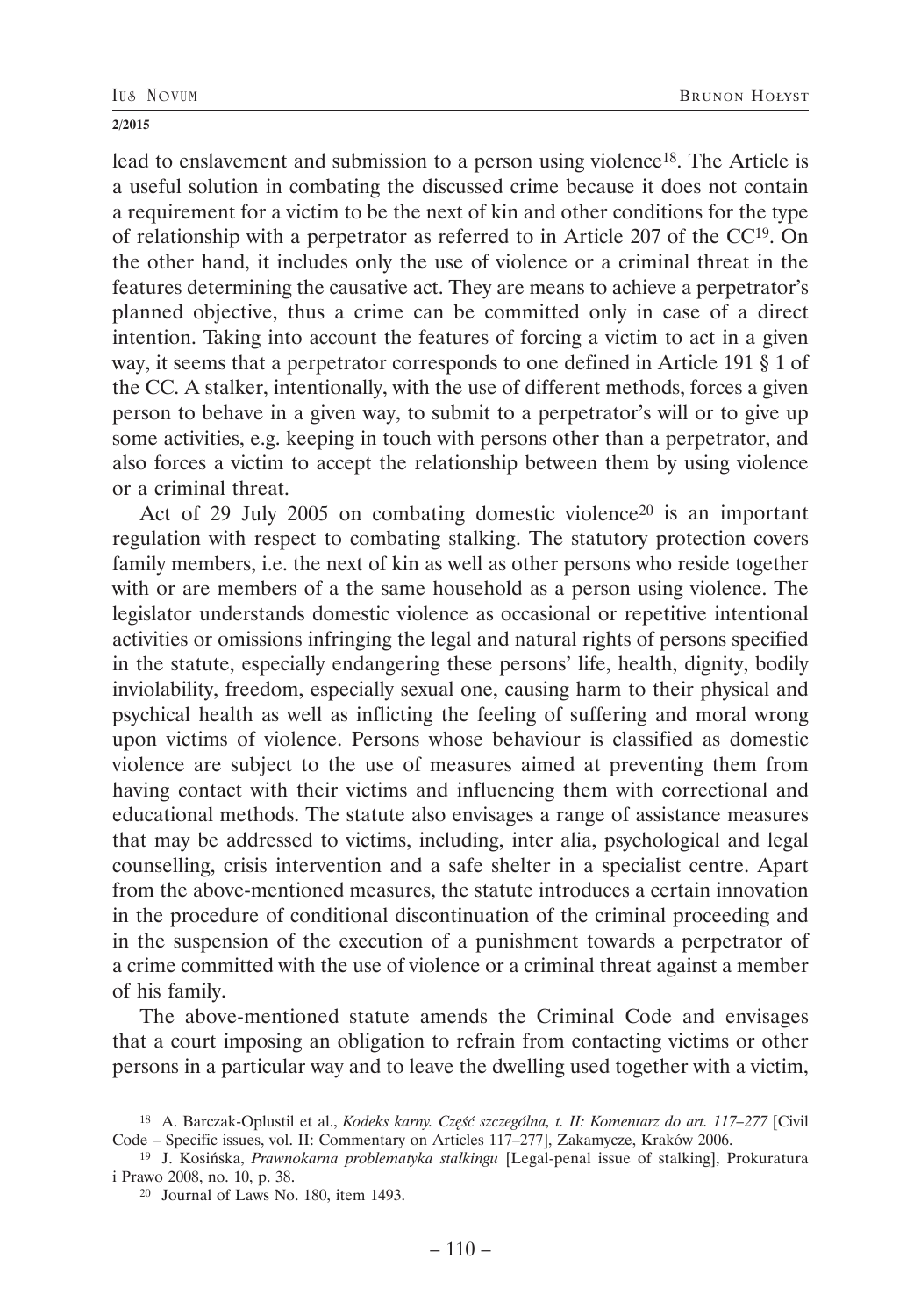lead to enslavement and submission to a person using violence[18]. The Article is a useful solution in combating the discussed crime because it does not contain a requirement for a victim to be the next of kin and other conditions for the type of relationship with a perpetrator as referred to in Article 207 of the CC[19]. On the other hand, it includes only the use of violence or a criminal threat in the features determining the causative act. They are means to achieve a perpetrator's planned objective, thus a crime can be committed only in case of a direct intention. Taking into account the features of forcing a victim to act in a given way, it seems that a perpetrator corresponds to one defined in Article 191 § 1 of the CC. A stalker, intentionally, with the use of different methods, forces a given person to behave in a given way, to submit to a perpetrator's will or to give up some activities, e.g. keeping in touch with persons other than a perpetrator, and also forces a victim to accept the relationship between them by using violence or a criminal threat.

Act of 29 July 2005 on combating domestic violence[20] is an important regulation with respect to combating stalking. The statutory protection covers family members, i.e. the next of kin as well as other persons who reside together with or are members of a the same household as a person using violence. The legislator understands domestic violence as occasional or repetitive intentional activities or omissions infringing the legal and natural rights of persons specified in the statute, especially endangering these persons' life, health, dignity, bodily inviolability, freedom, especially sexual one, causing harm to their physical and psychical health as well as inflicting the feeling of suffering and moral wrong upon victims of violence. Persons whose behaviour is classified as domestic violence are subject to the use of measures aimed at preventing them from having contact with their victims and influencing them with correctional and educational methods. The statute also envisages a range of assistance measures that may be addressed to victims, including, inter alia, psychological and legal counselling, crisis intervention and a safe shelter in a specialist centre. Apart from the above-mentioned measures, the statute introduces a certain innovation in the procedure of conditional discontinuation of the criminal proceeding and in the suspension of the execution of a punishment towards a perpetrator of a crime committed with the use of violence or a criminal threat against a member of his family.

The above-mentioned statute amends the Criminal Code and envisages that a court imposing an obligation to refrain from contacting victims or other persons in a particular way and to leave the dwelling used together with a victim,

---

[18] A. Barczak-Oplustil et al., *Kodeks karny. Część szczególna, t. II: Komentarz do art. 117–277* [Civil Code – Specific issues, vol. II: Commentary on Articles 117–277], Zakamycze, Kraków 2006.

[19] J. Kosińska, *Prawnokarna problematyka stalkingu* [Legal-penal issue of stalking], Prokuratura i Prawo 2008, no. 10, p. 38.

[20] Journal of Laws No. 180, item 1493.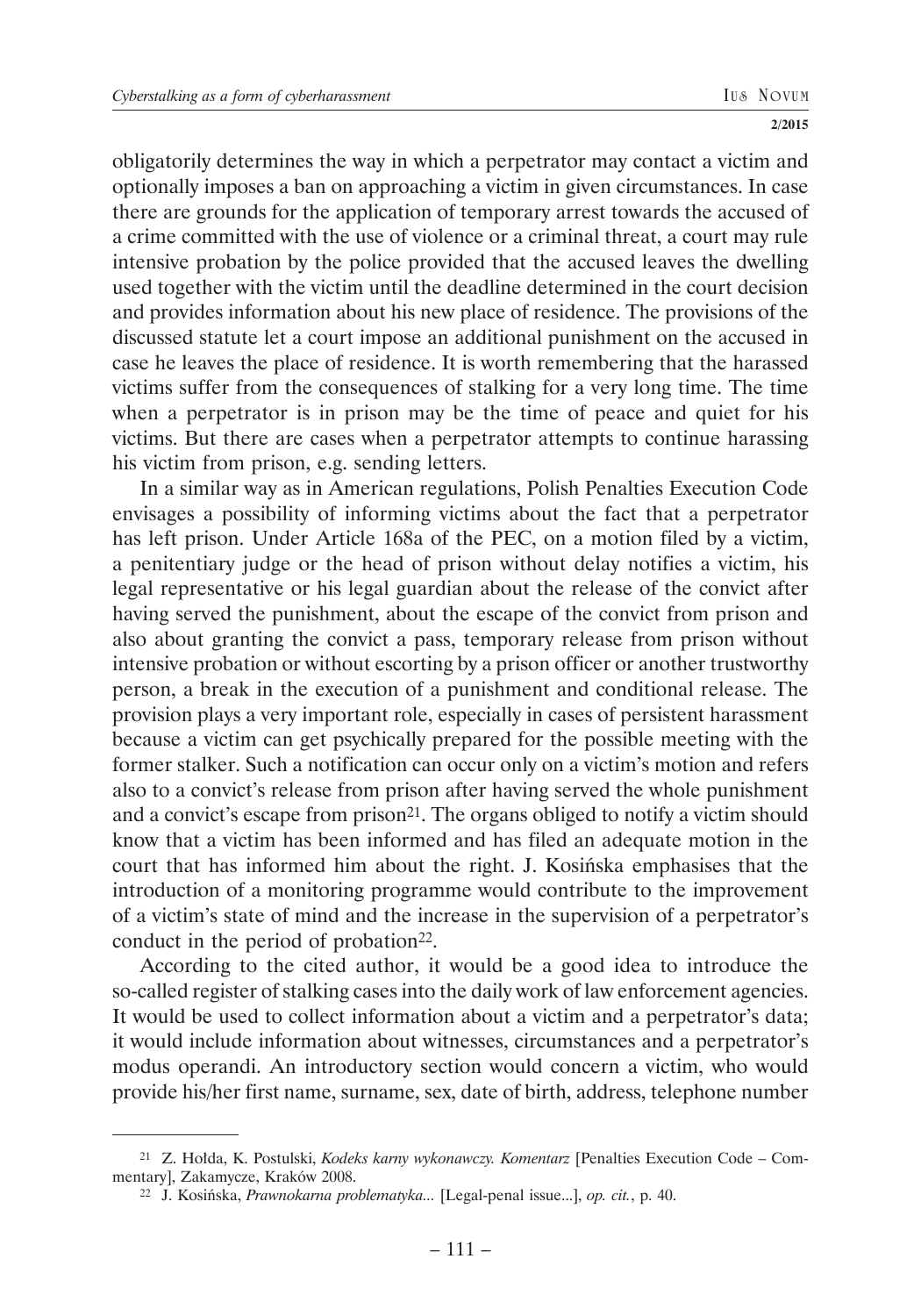obligatorily determines the way in which a perpetrator may contact a victim and optionally imposes a ban on approaching a victim in given circumstances. In case there are grounds for the application of temporary arrest towards the accused of a crime committed with the use of violence or a criminal threat, a court may rule intensive probation by the police provided that the accused leaves the dwelling used together with the victim until the deadline determined in the court decision and provides information about his new place of residence. The provisions of the discussed statute let a court impose an additional punishment on the accused in case he leaves the place of residence. It is worth remembering that the harassed victims suffer from the consequences of stalking for a very long time. The time when a perpetrator is in prison may be the time of peace and quiet for his victims. But there are cases when a perpetrator attempts to continue harassing his victim from prison, e.g. sending letters.

In a similar way as in American regulations, Polish Penalties Execution Code envisages a possibility of informing victims about the fact that a perpetrator has left prison. Under Article 168a of the PEC, on a motion filed by a victim, a penitentiary judge or the head of prison without delay notifies a victim, his legal representative or his legal guardian about the release of the convict after having served the punishment, about the escape of the convict from prison and also about granting the convict a pass, temporary release from prison without intensive probation or without escorting by a prison officer or another trustworthy person, a break in the execution of a punishment and conditional release. The provision plays a very important role, especially in cases of persistent harassment because a victim can get psychically prepared for the possible meeting with the former stalker. Such a notification can occur only on a victim's motion and refers also to a convict's release from prison after having served the whole punishment and a convict's escape from prison[21]. The organs obliged to notify a victim should know that a victim has been informed and has filed an adequate motion in the court that has informed him about the right. J. Kosińska emphasises that the introduction of a monitoring programme would contribute to the improvement of a victim's state of mind and the increase in the supervision of a perpetrator's conduct in the period of probation[22].

According to the cited author, it would be a good idea to introduce the so-called register of stalking cases into the daily work of law enforcement agencies. It would be used to collect information about a victim and a perpetrator's data; it would include information about witnesses, circumstances and a perpetrator's modus operandi. An introductory section would concern a victim, who would provide his/her first name, surname, sex, date of birth, address, telephone number

---

[21] Z. Hołda, K. Postulski, *Kodeks karny wykonawczy. Komentarz* [Penalties Execution Code – Commentary], Zakamycze, Kraków 2008.

[22] J. Kosińska, *Prawnokarna problematyka...* [Legal-penal issue...], *op. cit.*, p. 40.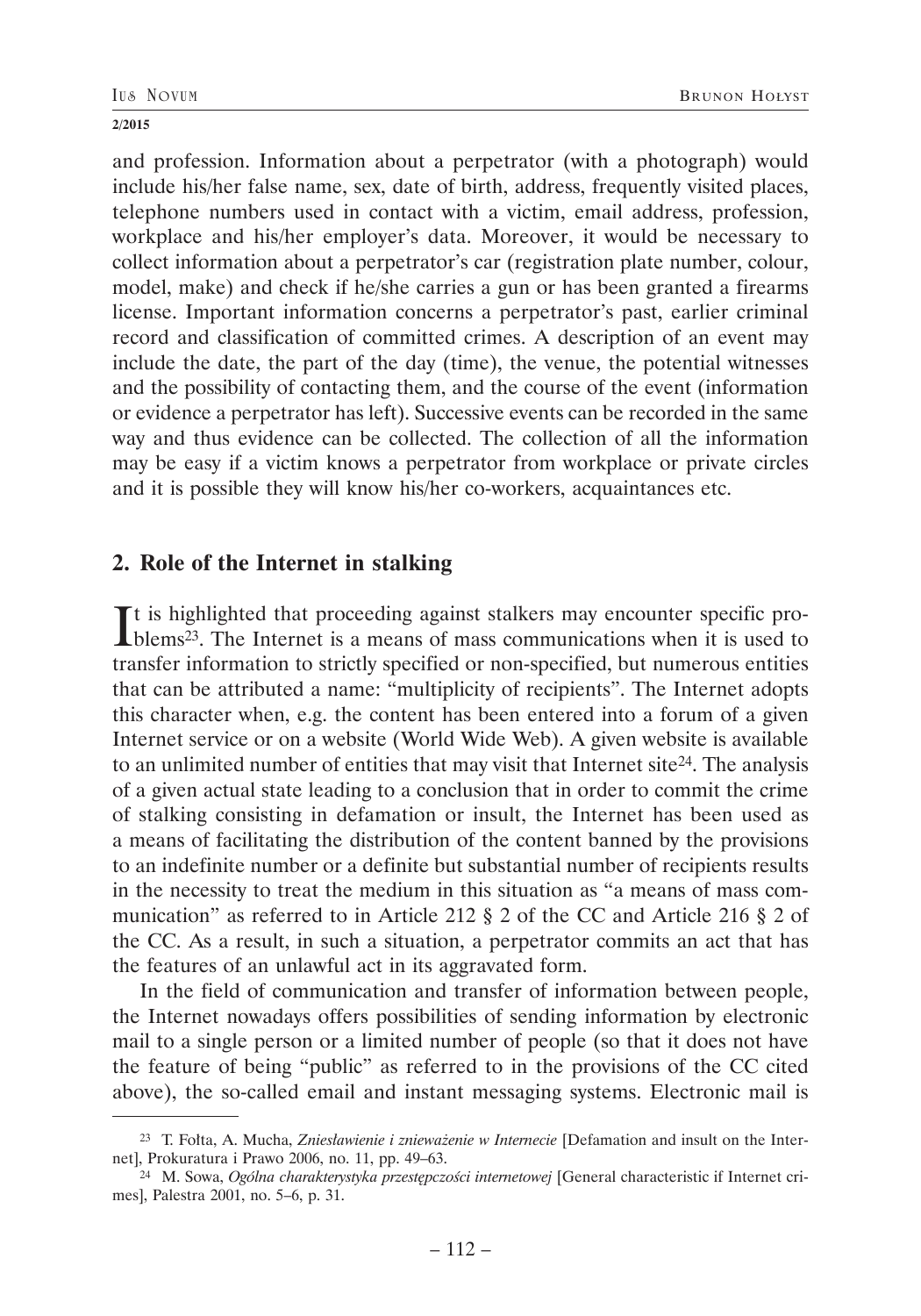and profession. Information about a perpetrator (with a photograph) would include his/her false name, sex, date of birth, address, frequently visited places, telephone numbers used in contact with a victim, email address, profession, workplace and his/her employer's data. Moreover, it would be necessary to collect information about a perpetrator's car (registration plate number, colour, model, make) and check if he/she carries a gun or has been granted a firearms license. Important information concerns a perpetrator's past, earlier criminal record and classification of committed crimes. A description of an event may include the date, the part of the day (time), the venue, the potential witnesses and the possibility of contacting them, and the course of the event (information or evidence a perpetrator has left). Successive events can be recorded in the same way and thus evidence can be collected. The collection of all the information may be easy if a victim knows a perpetrator from workplace or private circles and it is possible they will know his/her co-workers, acquaintances etc.

## 2. Role of the Internet in stalking

It is highlighted that proceeding against stalkers may encounter specific problems[23]. The Internet is a means of mass communications when it is used to transfer information to strictly specified or non-specified, but numerous entities that can be attributed a name: "multiplicity of recipients". The Internet adopts this character when, e.g. the content has been entered into a forum of a given Internet service or on a website (World Wide Web). A given website is available to an unlimited number of entities that may visit that Internet site[24]. The analysis of a given actual state leading to a conclusion that in order to commit the crime of stalking consisting in defamation or insult, the Internet has been used as a means of facilitating the distribution of the content banned by the provisions to an indefinite number or a definite but substantial number of recipients results in the necessity to treat the medium in this situation as "a means of mass communication" as referred to in Article 212 § 2 of the CC and Article 216 § 2 of the CC. As a result, in such a situation, a perpetrator commits an act that has the features of an unlawful act in its aggravated form.

In the field of communication and transfer of information between people, the Internet nowadays offers possibilities of sending information by electronic mail to a single person or a limited number of people (so that it does not have the feature of being "public" as referred to in the provisions of the CC cited above), the so-called email and instant messaging systems. Electronic mail is

---

[23] T. Fołta, A. Mucha, *Zniesławienie i znieważenie w Internecie* [Defamation and insult on the Internet], Prokuratura i Prawo 2006, no. 11, pp. 49–63.

[24] M. Sowa, *Ogólna charakterystyka przestępczości internetowej* [General characteristic if Internet crimes], Palestra 2001, no. 5–6, p. 31.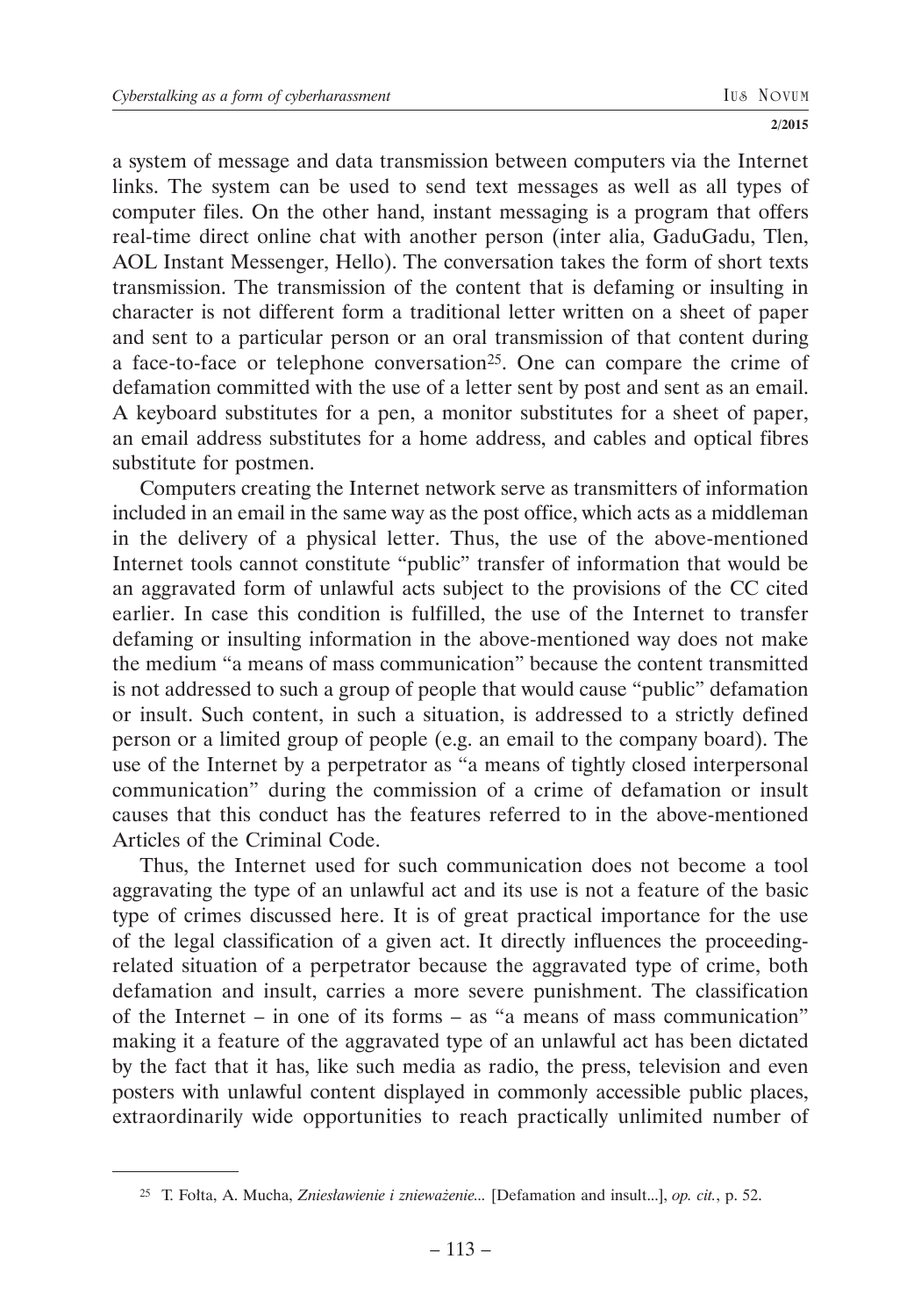a system of message and data transmission between computers via the Internet links. The system can be used to send text messages as well as all types of computer files. On the other hand, instant messaging is a program that offers real-time direct online chat with another person (inter alia, GaduGadu, Tlen, AOL Instant Messenger, Hello). The conversation takes the form of short texts transmission. The transmission of the content that is defaming or insulting in character is not different form a traditional letter written on a sheet of paper and sent to a particular person or an oral transmission of that content during a face-to-face or telephone conversation[25]. One can compare the crime of defamation committed with the use of a letter sent by post and sent as an email. A keyboard substitutes for a pen, a monitor substitutes for a sheet of paper, an email address substitutes for a home address, and cables and optical fibres substitute for postmen.

Computers creating the Internet network serve as transmitters of information included in an email in the same way as the post office, which acts as a middleman in the delivery of a physical letter. Thus, the use of the above-mentioned Internet tools cannot constitute "public" transfer of information that would be an aggravated form of unlawful acts subject to the provisions of the CC cited earlier. In case this condition is fulfilled, the use of the Internet to transfer defaming or insulting information in the above-mentioned way does not make the medium "a means of mass communication" because the content transmitted is not addressed to such a group of people that would cause "public" defamation or insult. Such content, in such a situation, is addressed to a strictly defined person or a limited group of people (e.g. an email to the company board). The use of the Internet by a perpetrator as "a means of tightly closed interpersonal communication" during the commission of a crime of defamation or insult causes that this conduct has the features referred to in the above-mentioned Articles of the Criminal Code.

Thus, the Internet used for such communication does not become a tool aggravating the type of an unlawful act and its use is not a feature of the basic type of crimes discussed here. It is of great practical importance for the use of the legal classification of a given act. It directly influences the proceeding-related situation of a perpetrator because the aggravated type of crime, both defamation and insult, carries a more severe punishment. The classification of the Internet – in one of its forms – as "a means of mass communication" making it a feature of the aggravated type of an unlawful act has been dictated by the fact that it has, like such media as radio, the press, television and even posters with unlawful content displayed in commonly accessible public places, extraordinarily wide opportunities to reach practically unlimited number of

---

[25] T. Fołta, A. Mucha, *Zniesławienie i znieważenie...* [Defamation and insult...], *op. cit.*, p. 52.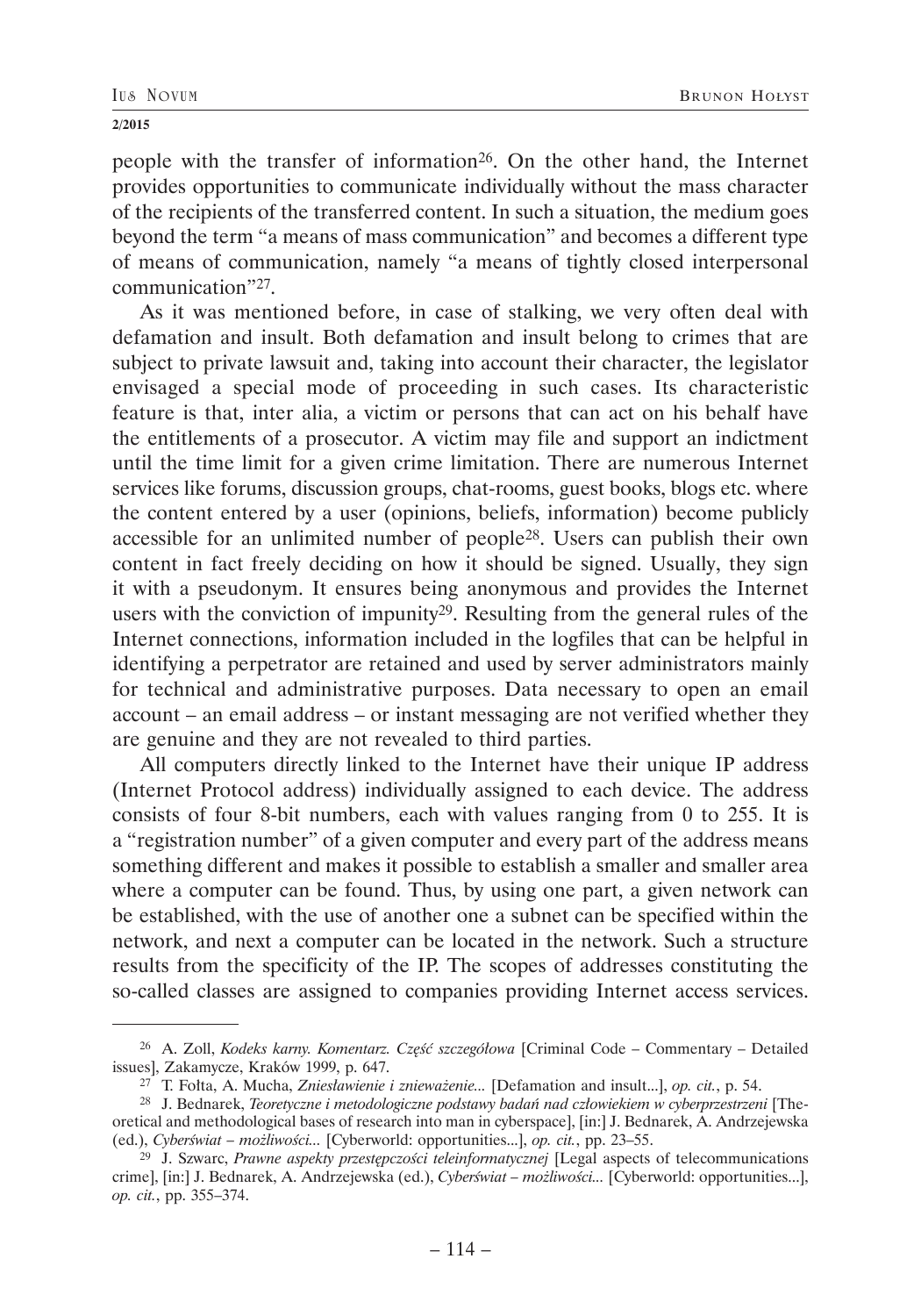people with the transfer of information[26]. On the other hand, the Internet provides opportunities to communicate individually without the mass character of the recipients of the transferred content. In such a situation, the medium goes beyond the term "a means of mass communication" and becomes a different type of means of communication, namely "a means of tightly closed interpersonal communication"[27].

As it was mentioned before, in case of stalking, we very often deal with defamation and insult. Both defamation and insult belong to crimes that are subject to private lawsuit and, taking into account their character, the legislator envisaged a special mode of proceeding in such cases. Its characteristic feature is that, inter alia, a victim or persons that can act on his behalf have the entitlements of a prosecutor. A victim may file and support an indictment until the time limit for a given crime limitation. There are numerous Internet services like forums, discussion groups, chat-rooms, guest books, blogs etc. where the content entered by a user (opinions, beliefs, information) become publicly accessible for an unlimited number of people[28]. Users can publish their own content in fact freely deciding on how it should be signed. Usually, they sign it with a pseudonym. It ensures being anonymous and provides the Internet users with the conviction of impunity[29]. Resulting from the general rules of the Internet connections, information included in the logfiles that can be helpful in identifying a perpetrator are retained and used by server administrators mainly for technical and administrative purposes. Data necessary to open an email account – an email address – or instant messaging are not verified whether they are genuine and they are not revealed to third parties.

All computers directly linked to the Internet have their unique IP address (Internet Protocol address) individually assigned to each device. The address consists of four 8-bit numbers, each with values ranging from 0 to 255. It is a "registration number" of a given computer and every part of the address means something different and makes it possible to establish a smaller and smaller area where a computer can be found. Thus, by using one part, a given network can be established, with the use of another one a subnet can be specified within the network, and next a computer can be located in the network. Such a structure results from the specificity of the IP. The scopes of addresses constituting the so-called classes are assigned to companies providing Internet access services.

---

[26] A. Zoll, *Kodeks karny. Komentarz. Część szczegółowa* [Criminal Code – Commentary – Detailed issues], Zakamycze, Kraków 1999, p. 647.

[27] T. Fołta, A. Mucha, *Zniesławienie i znieważenie...* [Defamation and insult...], *op. cit.*, p. 54.

[28] J. Bednarek, *Teoretyczne i metodologiczne podstawy badań nad człowiekiem w cyberprzestrzeni* [Theoretical and methodological bases of research into man in cyberspace], [in:] J. Bednarek, A. Andrzejewska (ed.), *Cyberświat – możliwości...* [Cyberworld: opportunities...], *op. cit.*, pp. 23–55.

[29] J. Szwarc, *Prawne aspekty przestępczości teleinformatycznej* [Legal aspects of telecommunications crime], [in:] J. Bednarek, A. Andrzejewska (ed.), *Cyberświat – możliwości...* [Cyberworld: opportunities...], *op. cit.*, pp. 355–374.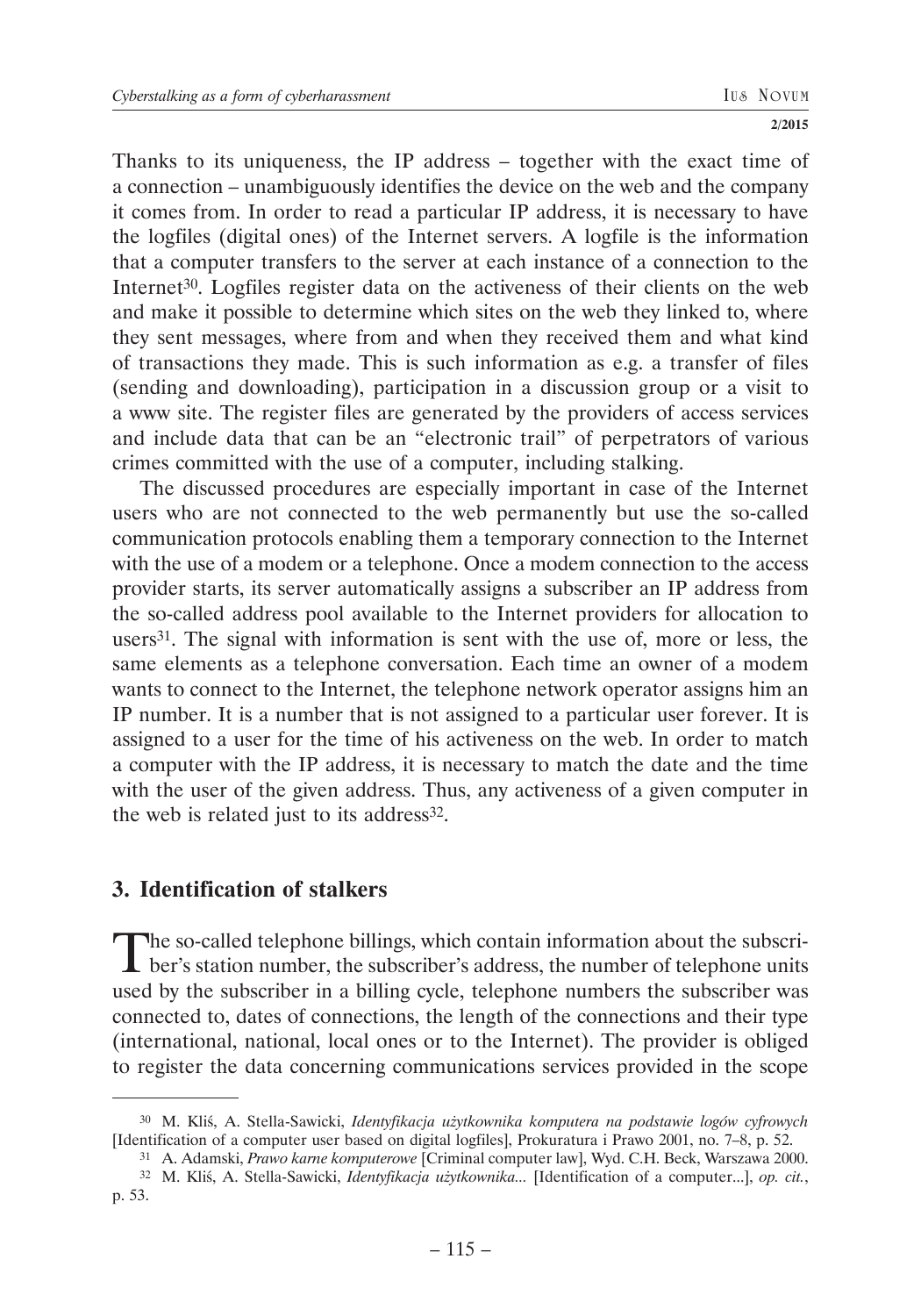Thanks to its uniqueness, the IP address – together with the exact time of a connection – unambiguously identifies the device on the web and the company it comes from. In order to read a particular IP address, it is necessary to have the logfiles (digital ones) of the Internet servers. A logfile is the information that a computer transfers to the server at each instance of a connection to the Internet[30]. Logfiles register data on the activeness of their clients on the web and make it possible to determine which sites on the web they linked to, where they sent messages, where from and when they received them and what kind of transactions they made. This is such information as e.g. a transfer of files (sending and downloading), participation in a discussion group or a visit to a www site. The register files are generated by the providers of access services and include data that can be an "electronic trail" of perpetrators of various crimes committed with the use of a computer, including stalking.

The discussed procedures are especially important in case of the Internet users who are not connected to the web permanently but use the so-called communication protocols enabling them a temporary connection to the Internet with the use of a modem or a telephone. Once a modem connection to the access provider starts, its server automatically assigns a subscriber an IP address from the so-called address pool available to the Internet providers for allocation to users[31]. The signal with information is sent with the use of, more or less, the same elements as a telephone conversation. Each time an owner of a modem wants to connect to the Internet, the telephone network operator assigns him an IP number. It is a number that is not assigned to a particular user forever. It is assigned to a user for the time of his activeness on the web. In order to match a computer with the IP address, it is necessary to match the date and the time with the user of the given address. Thus, any activeness of a given computer in the web is related just to its address[32].

## 3. Identification of stalkers

The so-called telephone billings, which contain information about the subscriber's station number, the subscriber's address, the number of telephone units used by the subscriber in a billing cycle, telephone numbers the subscriber was connected to, dates of connections, the length of the connections and their type (international, national, local ones or to the Internet). The provider is obliged to register the data concerning communications services provided in the scope

---

[30] M. Kliś, A. Stella-Sawicki, *Identyfikacja użytkownika komputera na podstawie logów cyfrowych* [Identification of a computer user based on digital logfiles], Prokuratura i Prawo 2001, no. 7–8, p. 52.

[31] A. Adamski, *Prawo karne komputerowe* [Criminal computer law], Wyd. C.H. Beck, Warszawa 2000.

[32] M. Kliś, A. Stella-Sawicki, *Identyfikacja użytkownika...* [Identification of a computer...], *op. cit.*, p. 53.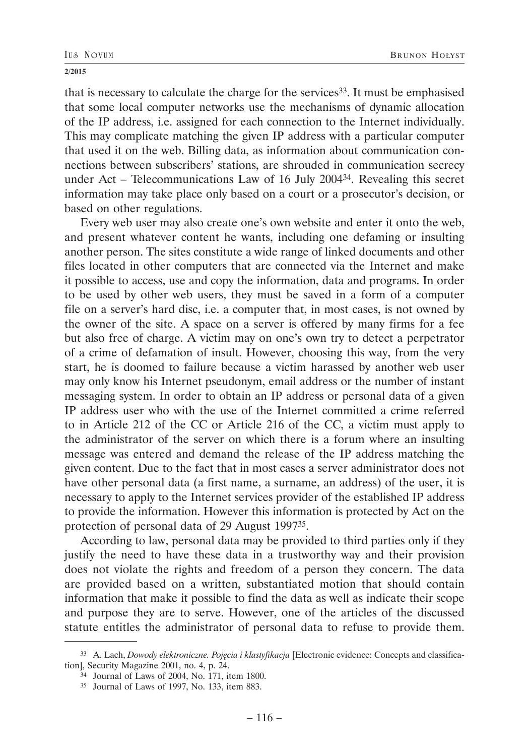that is necessary to calculate the charge for the services[33]. It must be emphasised that some local computer networks use the mechanisms of dynamic allocation of the IP address, i.e. assigned for each connection to the Internet individually. This may complicate matching the given IP address with a particular computer that used it on the web. Billing data, as information about communication connections between subscribers' stations, are shrouded in communication secrecy under Act – Telecommunications Law of 16 July 2004[34]. Revealing this secret information may take place only based on a court or a prosecutor's decision, or based on other regulations.

Every web user may also create one's own website and enter it onto the web, and present whatever content he wants, including one defaming or insulting another person. The sites constitute a wide range of linked documents and other files located in other computers that are connected via the Internet and make it possible to access, use and copy the information, data and programs. In order to be used by other web users, they must be saved in a form of a computer file on a server's hard disc, i.e. a computer that, in most cases, is not owned by the owner of the site. A space on a server is offered by many firms for a fee but also free of charge. A victim may on one's own try to detect a perpetrator of a crime of defamation of insult. However, choosing this way, from the very start, he is doomed to failure because a victim harassed by another web user may only know his Internet pseudonym, email address or the number of instant messaging system. In order to obtain an IP address or personal data of a given IP address user who with the use of the Internet committed a crime referred to in Article 212 of the CC or Article 216 of the CC, a victim must apply to the administrator of the server on which there is a forum where an insulting message was entered and demand the release of the IP address matching the given content. Due to the fact that in most cases a server administrator does not have other personal data (a first name, a surname, an address) of the user, it is necessary to apply to the Internet services provider of the established IP address to provide the information. However this information is protected by Act on the protection of personal data of 29 August 1997[35].

According to law, personal data may be provided to third parties only if they justify the need to have these data in a trustworthy way and their provision does not violate the rights and freedom of a person they concern. The data are provided based on a written, substantiated motion that should contain information that make it possible to find the data as well as indicate their scope and purpose they are to serve. However, one of the articles of the discussed statute entitles the administrator of personal data to refuse to provide them.

---

[33] A. Lach, *Dowody elektroniczne. Pojęcia i klastyfikacja* [Electronic evidence: Concepts and classification], Security Magazine 2001, no. 4, p. 24.

[34] Journal of Laws of 2004, No. 171, item 1800.

[35] Journal of Laws of 1997, No. 133, item 883.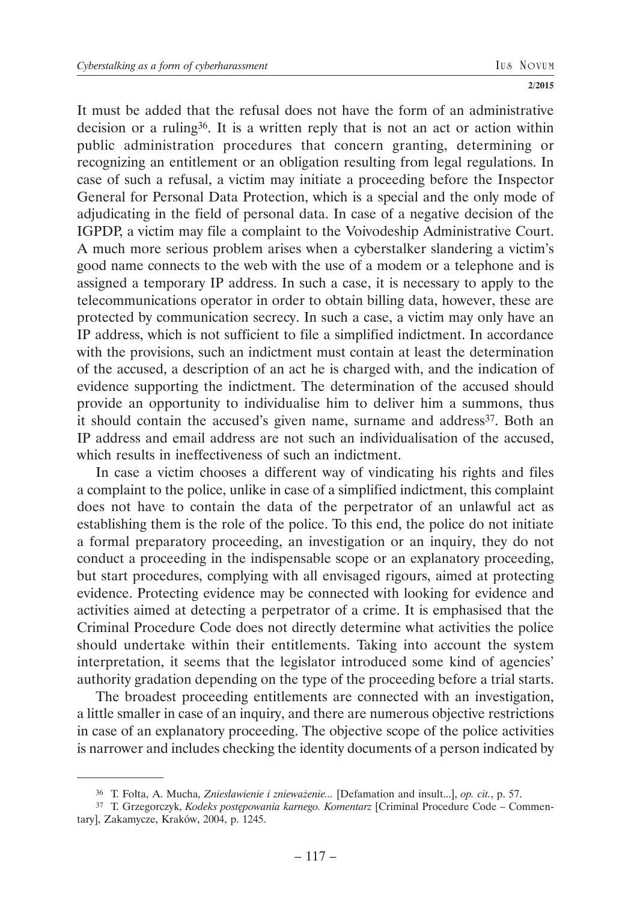It must be added that the refusal does not have the form of an administrative decision or a ruling[36]. It is a written reply that is not an act or action within public administration procedures that concern granting, determining or recognizing an entitlement or an obligation resulting from legal regulations. In case of such a refusal, a victim may initiate a proceeding before the Inspector General for Personal Data Protection, which is a special and the only mode of adjudicating in the field of personal data. In case of a negative decision of the IGPDP, a victim may file a complaint to the Voivodeship Administrative Court. A much more serious problem arises when a cyberstalker slandering a victim's good name connects to the web with the use of a modem or a telephone and is assigned a temporary IP address. In such a case, it is necessary to apply to the telecommunications operator in order to obtain billing data, however, these are protected by communication secrecy. In such a case, a victim may only have an IP address, which is not sufficient to file a simplified indictment. In accordance with the provisions, such an indictment must contain at least the determination of the accused, a description of an act he is charged with, and the indication of evidence supporting the indictment. The determination of the accused should provide an opportunity to individualise him to deliver him a summons, thus it should contain the accused's given name, surname and address[37]. Both an IP address and email address are not such an individualisation of the accused, which results in ineffectiveness of such an indictment.

In case a victim chooses a different way of vindicating his rights and files a complaint to the police, unlike in case of a simplified indictment, this complaint does not have to contain the data of the perpetrator of an unlawful act as establishing them is the role of the police. To this end, the police do not initiate a formal preparatory proceeding, an investigation or an inquiry, they do not conduct a proceeding in the indispensable scope or an explanatory proceeding, but start procedures, complying with all envisaged rigours, aimed at protecting evidence. Protecting evidence may be connected with looking for evidence and activities aimed at detecting a perpetrator of a crime. It is emphasised that the Criminal Procedure Code does not directly determine what activities the police should undertake within their entitlements. Taking into account the system interpretation, it seems that the legislator introduced some kind of agencies' authority gradation depending on the type of the proceeding before a trial starts.

The broadest proceeding entitlements are connected with an investigation, a little smaller in case of an inquiry, and there are numerous objective restrictions in case of an explanatory proceeding. The objective scope of the police activities is narrower and includes checking the identity documents of a person indicated by

---

[36] T. Fołta, A. Mucha, *Zniesławienie i znieważenie...* [Defamation and insult...], *op. cit.*, p. 57.

[37] T. Grzegorczyk, *Kodeks postępowania karnego. Komentarz* [Criminal Procedure Code – Commentary], Zakamycze, Kraków, 2004, p. 1245.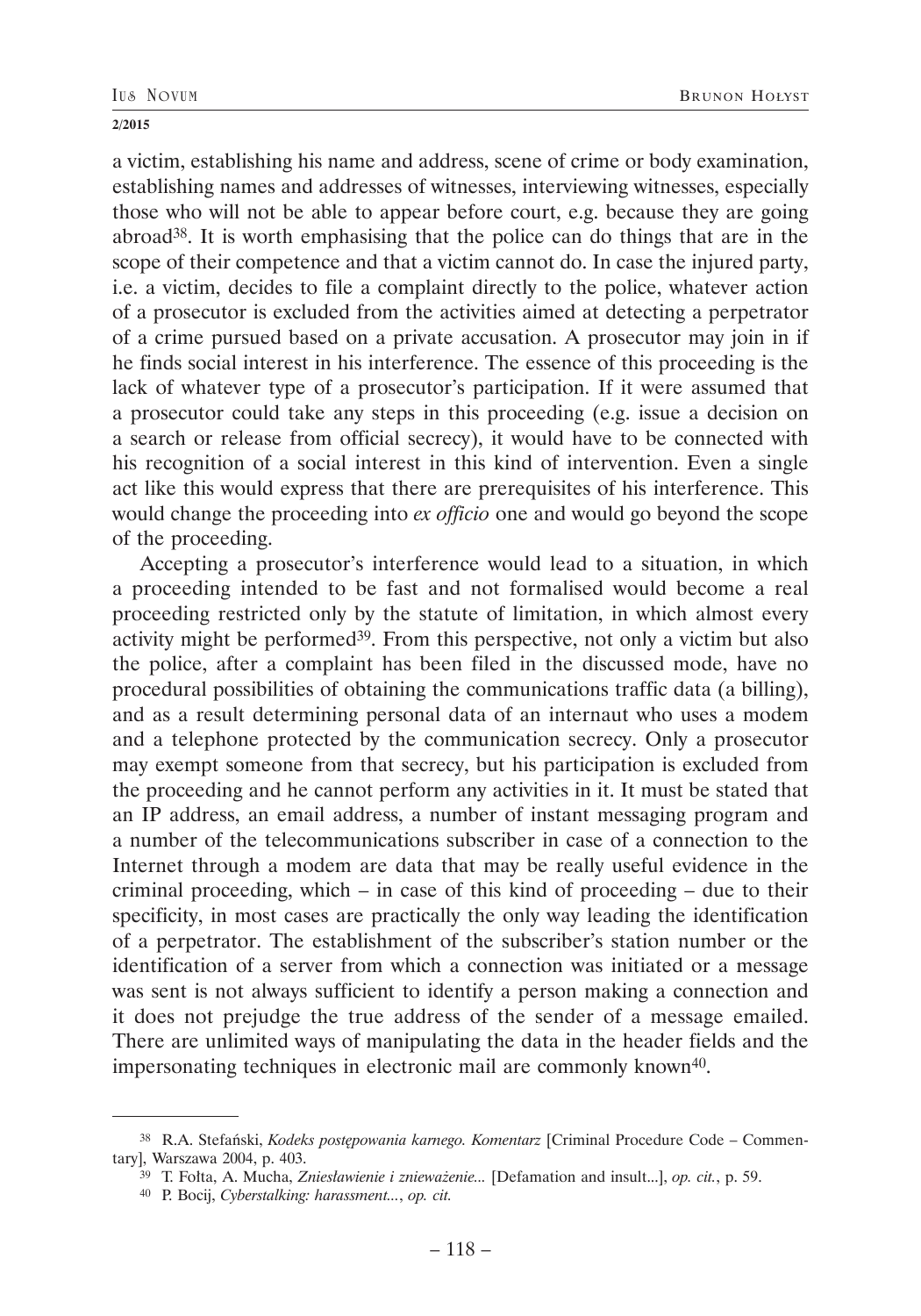a victim, establishing his name and address, scene of crime or body examination, establishing names and addresses of witnesses, interviewing witnesses, especially those who will not be able to appear before court, e.g. because they are going abroad[38]. It is worth emphasising that the police can do things that are in the scope of their competence and that a victim cannot do. In case the injured party, i.e. a victim, decides to file a complaint directly to the police, whatever action of a prosecutor is excluded from the activities aimed at detecting a perpetrator of a crime pursued based on a private accusation. A prosecutor may join in if he finds social interest in his interference. The essence of this proceeding is the lack of whatever type of a prosecutor's participation. If it were assumed that a prosecutor could take any steps in this proceeding (e.g. issue a decision on a search or release from official secrecy), it would have to be connected with his recognition of a social interest in this kind of intervention. Even a single act like this would express that there are prerequisites of his interference. This would change the proceeding into *ex officio* one and would go beyond the scope of the proceeding.

Accepting a prosecutor's interference would lead to a situation, in which a proceeding intended to be fast and not formalised would become a real proceeding restricted only by the statute of limitation, in which almost every activity might be performed[39]. From this perspective, not only a victim but also the police, after a complaint has been filed in the discussed mode, have no procedural possibilities of obtaining the communications traffic data (a billing), and as a result determining personal data of an internaut who uses a modem and a telephone protected by the communication secrecy. Only a prosecutor may exempt someone from that secrecy, but his participation is excluded from the proceeding and he cannot perform any activities in it. It must be stated that an IP address, an email address, a number of instant messaging program and a number of the telecommunications subscriber in case of a connection to the Internet through a modem are data that may be really useful evidence in the criminal proceeding, which – in case of this kind of proceeding – due to their specificity, in most cases are practically the only way leading the identification of a perpetrator. The establishment of the subscriber's station number or the identification of a server from which a connection was initiated or a message was sent is not always sufficient to identify a person making a connection and it does not prejudge the true address of the sender of a message emailed. There are unlimited ways of manipulating the data in the header fields and the impersonating techniques in electronic mail are commonly known[40].

---

[38] R.A. Stefański, *Kodeks postępowania karnego. Komentarz* [Criminal Procedure Code – Commentary], Warszawa 2004, p. 403.

[39] T. Fołta, A. Mucha, *Zniesławienie i znieważenie...* [Defamation and insult...], *op. cit.*, p. 59.

[40] P. Bocij, *Cyberstalking: harassment...*, *op. cit.*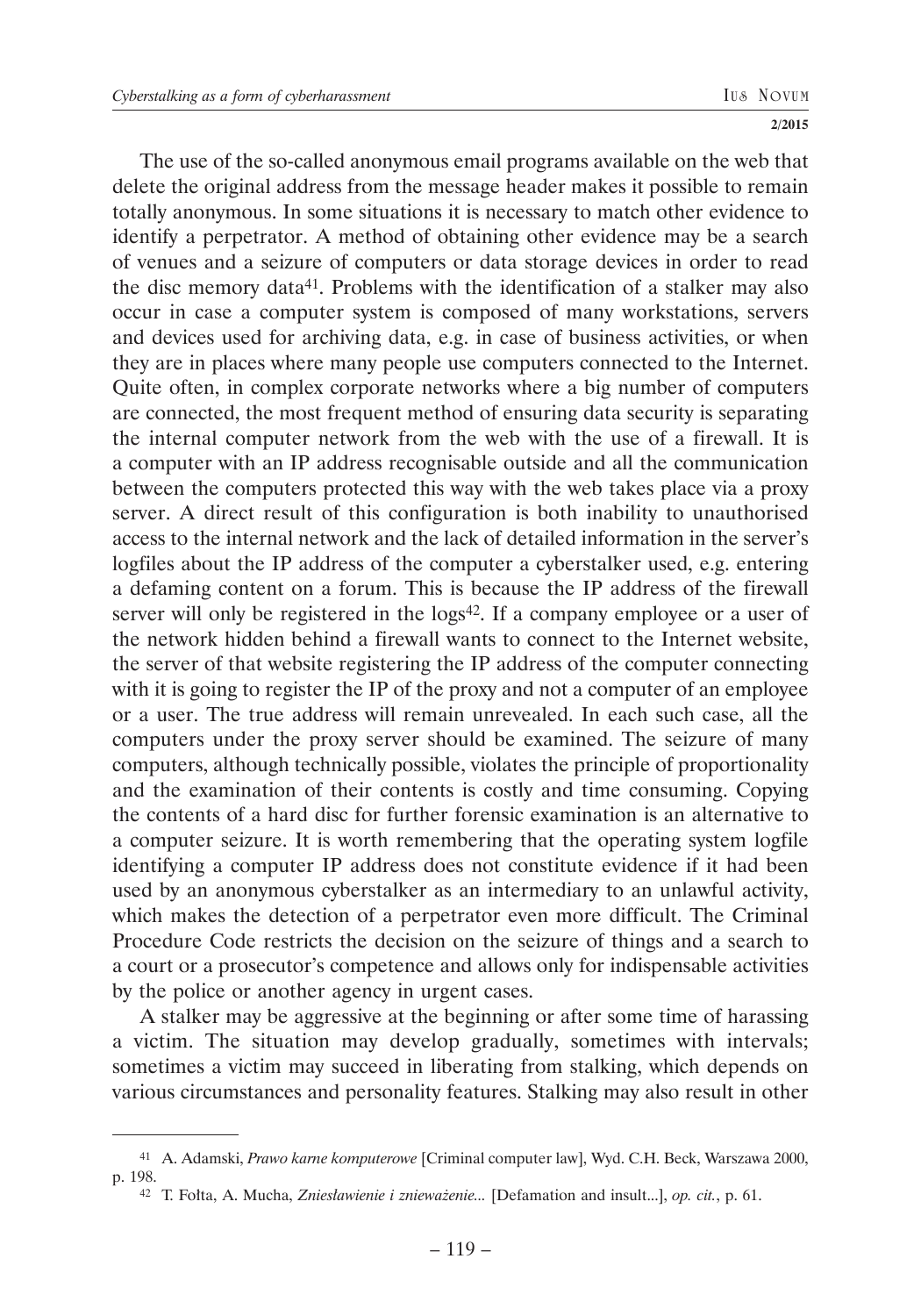The use of the so-called anonymous email programs available on the web that delete the original address from the message header makes it possible to remain totally anonymous. In some situations it is necessary to match other evidence to identify a perpetrator. A method of obtaining other evidence may be a search of venues and a seizure of computers or data storage devices in order to read the disc memory data[41]. Problems with the identification of a stalker may also occur in case a computer system is composed of many workstations, servers and devices used for archiving data, e.g. in case of business activities, or when they are in places where many people use computers connected to the Internet. Quite often, in complex corporate networks where a big number of computers are connected, the most frequent method of ensuring data security is separating the internal computer network from the web with the use of a firewall. It is a computer with an IP address recognisable outside and all the communication between the computers protected this way with the web takes place via a proxy server. A direct result of this configuration is both inability to unauthorised access to the internal network and the lack of detailed information in the server's logfiles about the IP address of the computer a cyberstalker used, e.g. entering a defaming content on a forum. This is because the IP address of the firewall server will only be registered in the logs[42]. If a company employee or a user of the network hidden behind a firewall wants to connect to the Internet website, the server of that website registering the IP address of the computer connecting with it is going to register the IP of the proxy and not a computer of an employee or a user. The true address will remain unrevealed. In each such case, all the computers under the proxy server should be examined. The seizure of many computers, although technically possible, violates the principle of proportionality and the examination of their contents is costly and time consuming. Copying the contents of a hard disc for further forensic examination is an alternative to a computer seizure. It is worth remembering that the operating system logfile identifying a computer IP address does not constitute evidence if it had been used by an anonymous cyberstalker as an intermediary to an unlawful activity, which makes the detection of a perpetrator even more difficult. The Criminal Procedure Code restricts the decision on the seizure of things and a search to a court or a prosecutor's competence and allows only for indispensable activities by the police or another agency in urgent cases.

A stalker may be aggressive at the beginning or after some time of harassing a victim. The situation may develop gradually, sometimes with intervals; sometimes a victim may succeed in liberating from stalking, which depends on various circumstances and personality features. Stalking may also result in other

---

[41] A. Adamski, *Prawo karne komputerowe* [Criminal computer law], Wyd. C.H. Beck, Warszawa 2000, p. 198.

[42] T. Fołta, A. Mucha, *Zniesławienie i znieważenie...* [Defamation and insult...], *op. cit.*, p. 61.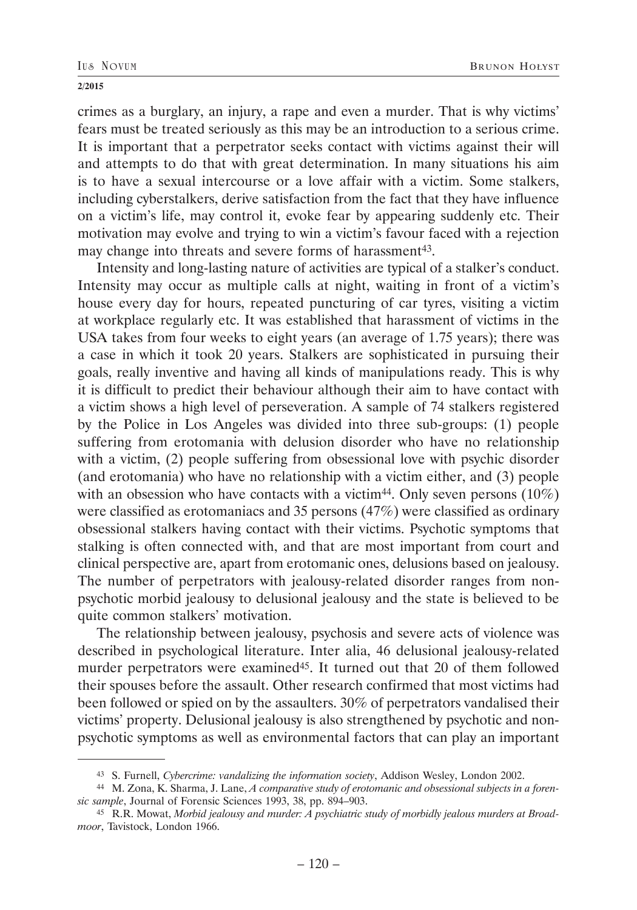crimes as a burglary, an injury, a rape and even a murder. That is why victims' fears must be treated seriously as this may be an introduction to a serious crime. It is important that a perpetrator seeks contact with victims against their will and attempts to do that with great determination. In many situations his aim is to have a sexual intercourse or a love affair with a victim. Some stalkers, including cyberstalkers, derive satisfaction from the fact that they have influence on a victim's life, may control it, evoke fear by appearing suddenly etc. Their motivation may evolve and trying to win a victim's favour faced with a rejection may change into threats and severe forms of harassment[43].

Intensity and long-lasting nature of activities are typical of a stalker's conduct. Intensity may occur as multiple calls at night, waiting in front of a victim's house every day for hours, repeated puncturing of car tyres, visiting a victim at workplace regularly etc. It was established that harassment of victims in the USA takes from four weeks to eight years (an average of 1.75 years); there was a case in which it took 20 years. Stalkers are sophisticated in pursuing their goals, really inventive and having all kinds of manipulations ready. This is why it is difficult to predict their behaviour although their aim to have contact with a victim shows a high level of perseveration. A sample of 74 stalkers registered by the Police in Los Angeles was divided into three sub-groups: (1) people suffering from erotomania with delusion disorder who have no relationship with a victim, (2) people suffering from obsessional love with psychic disorder (and erotomania) who have no relationship with a victim either, and (3) people with an obsession who have contacts with a victim[44]. Only seven persons (10%) were classified as erotomaniacs and 35 persons (47%) were classified as ordinary obsessional stalkers having contact with their victims. Psychotic symptoms that stalking is often connected with, and that are most important from court and clinical perspective are, apart from erotomanic ones, delusions based on jealousy. The number of perpetrators with jealousy-related disorder ranges from non-psychotic morbid jealousy to delusional jealousy and the state is believed to be quite common stalkers' motivation.

The relationship between jealousy, psychosis and severe acts of violence was described in psychological literature. Inter alia, 46 delusional jealousy-related murder perpetrators were examined[45]. It turned out that 20 of them followed their spouses before the assault. Other research confirmed that most victims had been followed or spied on by the assaulters. 30% of perpetrators vandalised their victims' property. Delusional jealousy is also strengthened by psychotic and non-psychotic symptoms as well as environmental factors that can play an important

---

[43] S. Furnell, *Cybercrime: vandalizing the information society*, Addison Wesley, London 2002.

[44] M. Zona, K. Sharma, J. Lane, *A comparative study of erotomanic and obsessional subjects in a forensic sample*, Journal of Forensic Sciences 1993, 38, pp. 894–903.

[45] R.R. Mowat, *Morbid jealousy and murder: A psychiatric study of morbidly jealous murders at Broadmoor*, Tavistock, London 1966.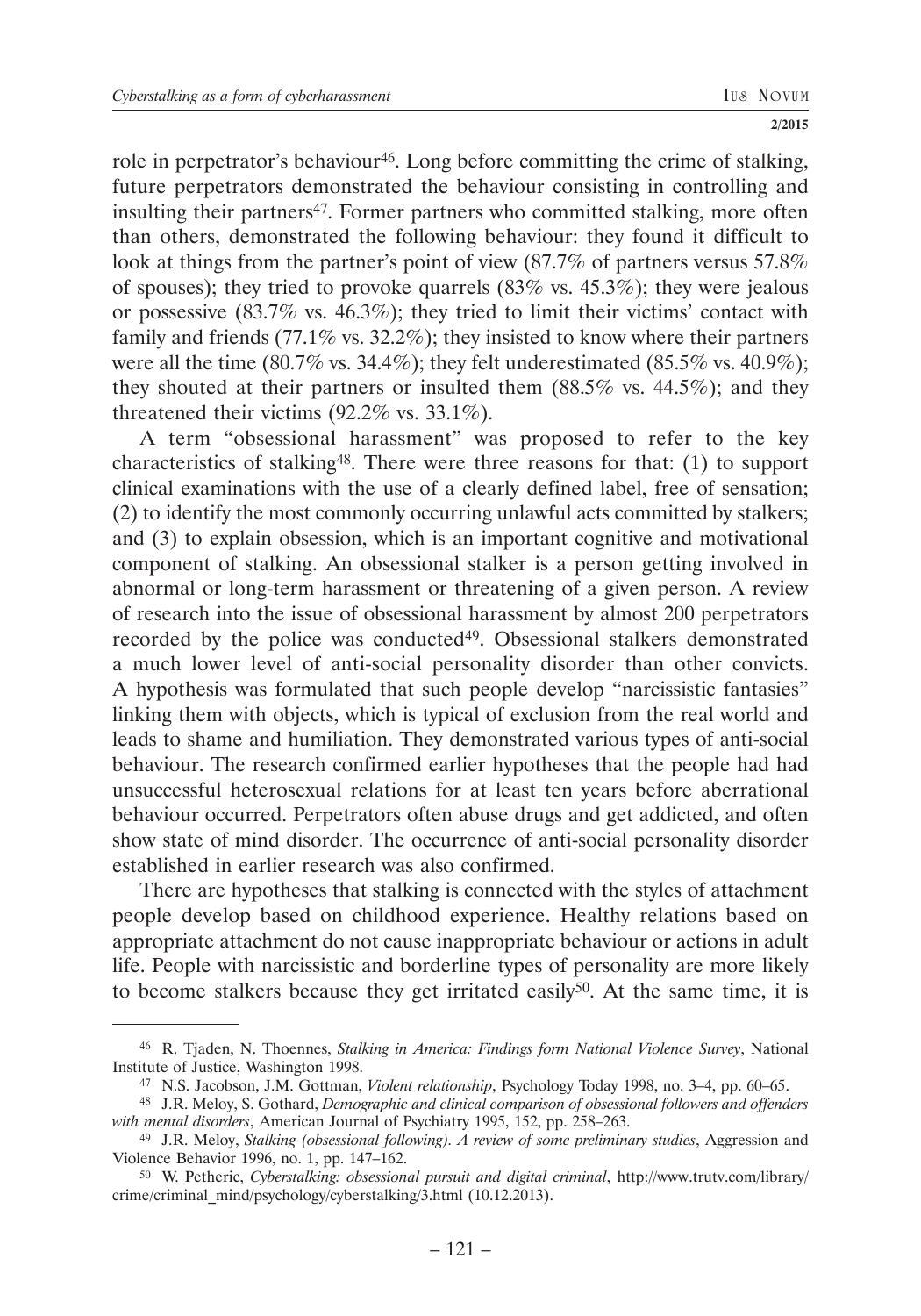role in perpetrator's behaviour[46]. Long before committing the crime of stalking, future perpetrators demonstrated the behaviour consisting in controlling and insulting their partners[47]. Former partners who committed stalking, more often than others, demonstrated the following behaviour: they found it difficult to look at things from the partner's point of view (87.7% of partners versus 57.8% of spouses); they tried to provoke quarrels (83% vs. 45.3%); they were jealous or possessive (83.7% vs. 46.3%); they tried to limit their victims' contact with family and friends (77.1% vs. 32.2%); they insisted to know where their partners were all the time (80.7% vs. 34.4%); they felt underestimated (85.5% vs. 40.9%); they shouted at their partners or insulted them (88.5% vs. 44.5%); and they threatened their victims (92.2% vs. 33.1%).

A term "obsessional harassment" was proposed to refer to the key characteristics of stalking[48]. There were three reasons for that: (1) to support clinical examinations with the use of a clearly defined label, free of sensation; (2) to identify the most commonly occurring unlawful acts committed by stalkers; and (3) to explain obsession, which is an important cognitive and motivational component of stalking. An obsessional stalker is a person getting involved in abnormal or long-term harassment or threatening of a given person. A review of research into the issue of obsessional harassment by almost 200 perpetrators recorded by the police was conducted[49]. Obsessional stalkers demonstrated a much lower level of anti-social personality disorder than other convicts. A hypothesis was formulated that such people develop "narcissistic fantasies" linking them with objects, which is typical of exclusion from the real world and leads to shame and humiliation. They demonstrated various types of anti-social behaviour. The research confirmed earlier hypotheses that the people had had unsuccessful heterosexual relations for at least ten years before aberrational behaviour occurred. Perpetrators often abuse drugs and get addicted, and often show state of mind disorder. The occurrence of anti-social personality disorder established in earlier research was also confirmed.

There are hypotheses that stalking is connected with the styles of attachment people develop based on childhood experience. Healthy relations based on appropriate attachment do not cause inappropriate behaviour or actions in adult life. People with narcissistic and borderline types of personality are more likely to become stalkers because they get irritated easily[50]. At the same time, it is

---

[46] R. Tjaden, N. Thoennes, *Stalking in America: Findings form National Violence Survey*, National Institute of Justice, Washington 1998.

[47] N.S. Jacobson, J.M. Gottman, *Violent relationship*, Psychology Today 1998, no. 3–4, pp. 60–65.

[48] J.R. Meloy, S. Gothard, *Demographic and clinical comparison of obsessional followers and offenders with mental disorders*, American Journal of Psychiatry 1995, 152, pp. 258–263.

[49] J.R. Meloy, *Stalking (obsessional following). A review of some preliminary studies*, Aggression and Violence Behavior 1996, no. 1, pp. 147–162.

[50] W. Petheric, *Cyberstalking: obsessional pursuit and digital criminal*, http://www.trutv.com/library/crime/criminal_mind/psychology/cyberstalking/3.html (10.12.2013).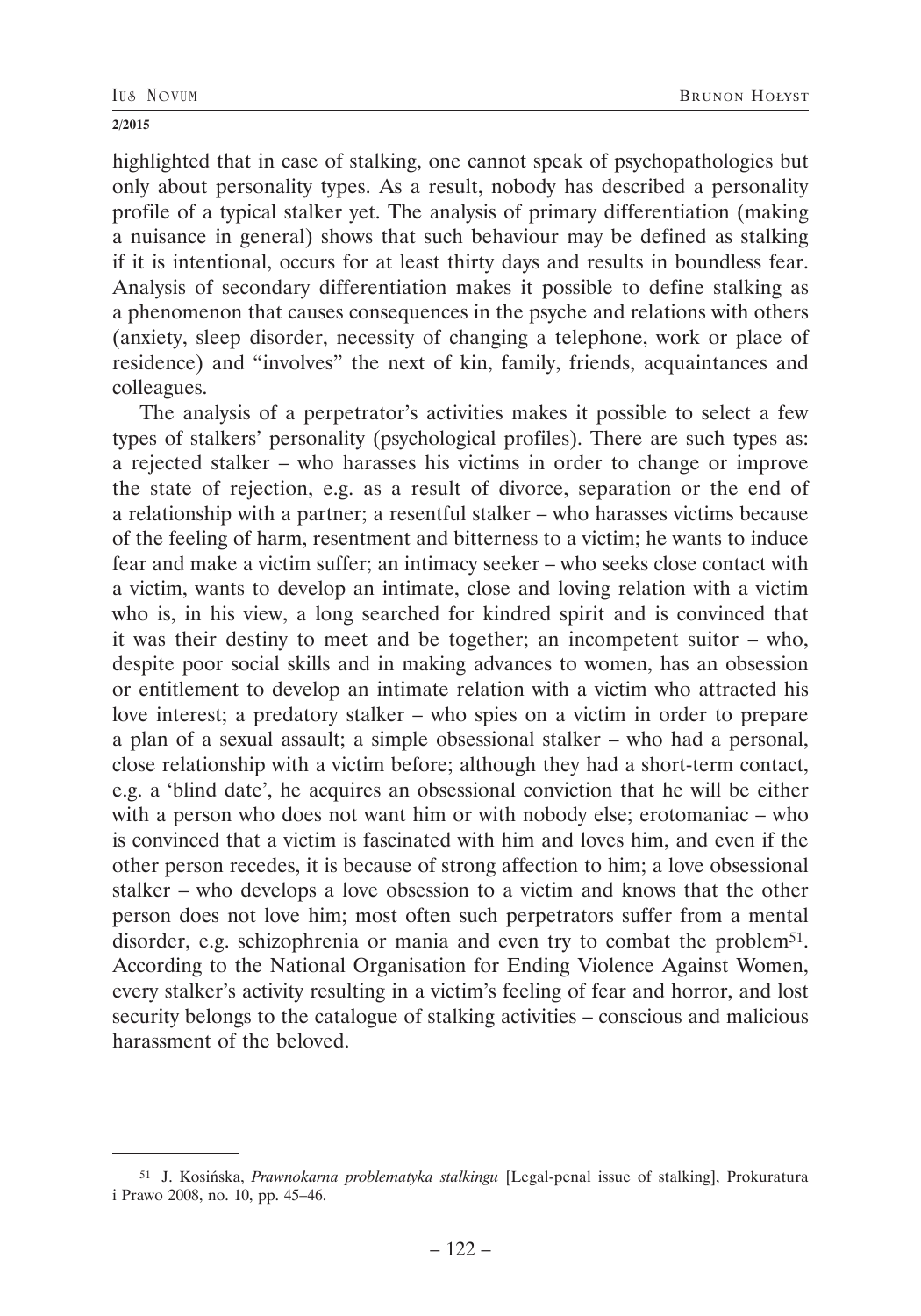highlighted that in case of stalking, one cannot speak of psychopathologies but only about personality types. As a result, nobody has described a personality profile of a typical stalker yet. The analysis of primary differentiation (making a nuisance in general) shows that such behaviour may be defined as stalking if it is intentional, occurs for at least thirty days and results in boundless fear. Analysis of secondary differentiation makes it possible to define stalking as a phenomenon that causes consequences in the psyche and relations with others (anxiety, sleep disorder, necessity of changing a telephone, work or place of residence) and "involves" the next of kin, family, friends, acquaintances and colleagues.

The analysis of a perpetrator's activities makes it possible to select a few types of stalkers' personality (psychological profiles). There are such types as: a rejected stalker – who harasses his victims in order to change or improve the state of rejection, e.g. as a result of divorce, separation or the end of a relationship with a partner; a resentful stalker – who harasses victims because of the feeling of harm, resentment and bitterness to a victim; he wants to induce fear and make a victim suffer; an intimacy seeker – who seeks close contact with a victim, wants to develop an intimate, close and loving relation with a victim who is, in his view, a long searched for kindred spirit and is convinced that it was their destiny to meet and be together; an incompetent suitor – who, despite poor social skills and in making advances to women, has an obsession or entitlement to develop an intimate relation with a victim who attracted his love interest; a predatory stalker – who spies on a victim in order to prepare a plan of a sexual assault; a simple obsessional stalker – who had a personal, close relationship with a victim before; although they had a short-term contact, e.g. a 'blind date', he acquires an obsessional conviction that he will be either with a person who does not want him or with nobody else; erotomaniac – who is convinced that a victim is fascinated with him and loves him, and even if the other person recedes, it is because of strong affection to him; a love obsessional stalker – who develops a love obsession to a victim and knows that the other person does not love him; most often such perpetrators suffer from a mental disorder, e.g. schizophrenia or mania and even try to combat the problem[51]. According to the National Organisation for Ending Violence Against Women, every stalker's activity resulting in a victim's feeling of fear and horror, and lost security belongs to the catalogue of stalking activities – conscious and malicious harassment of the beloved.

---

[51] J. Kosińska, *Prawnokarna problematyka stalkingu* [Legal-penal issue of stalking], Prokuratura i Prawo 2008, no. 10, pp. 45–46.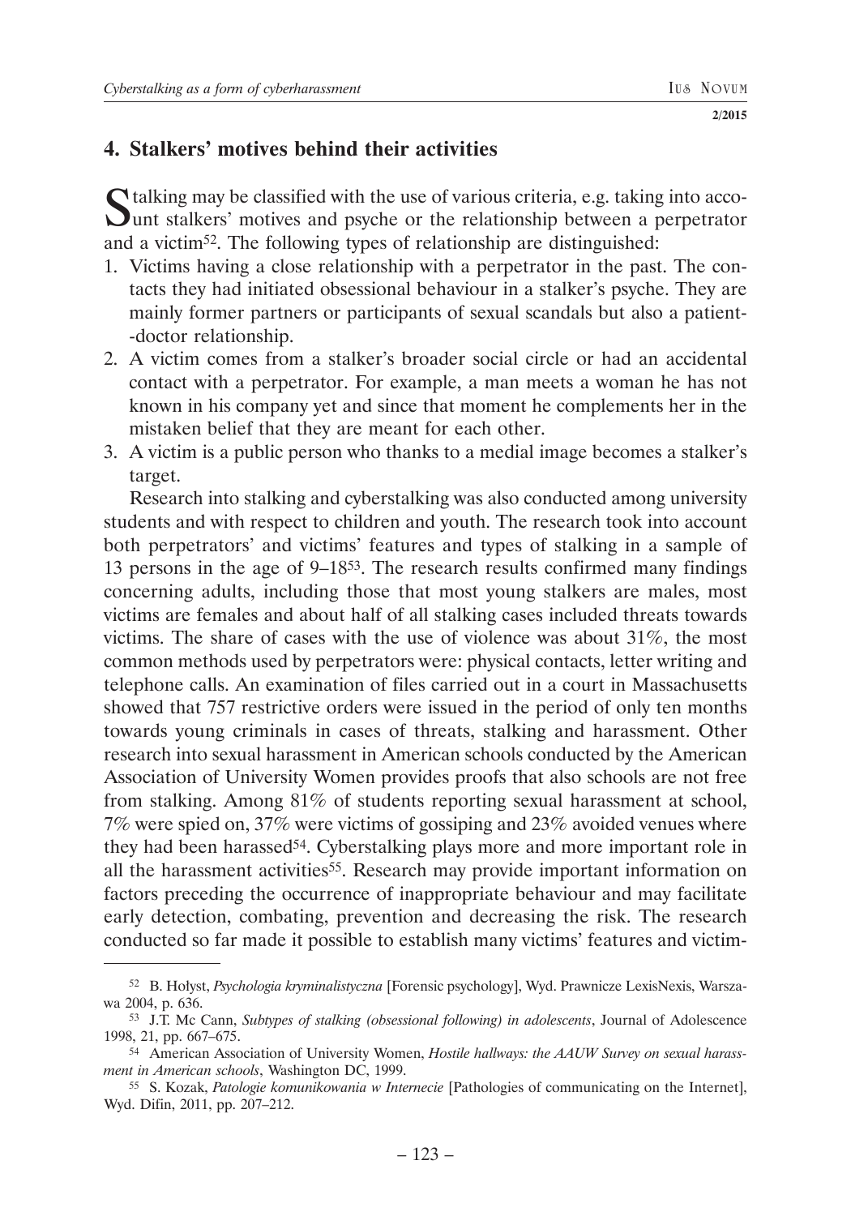## 4. Stalkers' motives behind their activities

Stalking may be classified with the use of various criteria, e.g. taking into account stalkers' motives and psyche or the relationship between a perpetrator and a victim[52]. The following types of relationship are distinguished:

1. Victims having a close relationship with a perpetrator in the past. The contacts they had initiated obsessional behaviour in a stalker's psyche. They are mainly former partners or participants of sexual scandals but also a patient-doctor relationship.
2. A victim comes from a stalker's broader social circle or had an accidental contact with a perpetrator. For example, a man meets a woman he has not known in his company yet and since that moment he complements her in the mistaken belief that they are meant for each other.
3. A victim is a public person who thanks to a medial image becomes a stalker's target.

Research into stalking and cyberstalking was also conducted among university students and with respect to children and youth. The research took into account both perpetrators' and victims' features and types of stalking in a sample of 13 persons in the age of 9–18[53]. The research results confirmed many findings concerning adults, including those that most young stalkers are males, most victims are females and about half of all stalking cases included threats towards victims. The share of cases with the use of violence was about 31%, the most common methods used by perpetrators were: physical contacts, letter writing and telephone calls. An examination of files carried out in a court in Massachusetts showed that 757 restrictive orders were issued in the period of only ten months towards young criminals in cases of threats, stalking and harassment. Other research into sexual harassment in American schools conducted by the American Association of University Women provides proofs that also schools are not free from stalking. Among 81% of students reporting sexual harassment at school, 7% were spied on, 37% were victims of gossiping and 23% avoided venues where they had been harassed[54]. Cyberstalking plays more and more important role in all the harassment activities[55]. Research may provide important information on factors preceding the occurrence of inappropriate behaviour and may facilitate early detection, combating, prevention and decreasing the risk. The research conducted so far made it possible to establish many victims' features and victim-

---

[52] B. Hołyst, *Psychologia kryminalistyczna* [Forensic psychology], Wyd. Prawnicze LexisNexis, Warszawa 2004, p. 636.

[53] J.T. Mc Cann, *Subtypes of stalking (obsessional following) in adolescents*, Journal of Adolescence 1998, 21, pp. 667–675.

[54] American Association of University Women, *Hostile hallways: the AAUW Survey on sexual harassment in American schools*, Washington DC, 1999.

[55] S. Kozak, *Patologie komunikowania w Internecie* [Pathologies of communicating on the Internet], Wyd. Difin, 2011, pp. 207–212.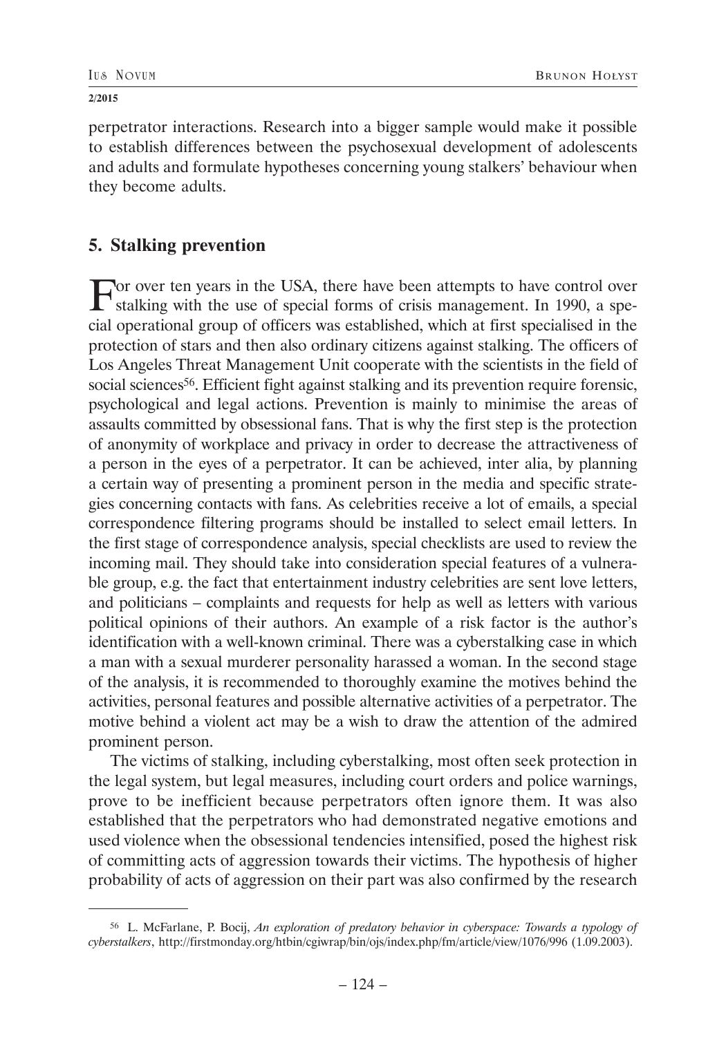perpetrator interactions. Research into a bigger sample would make it possible to establish differences between the psychosexual development of adolescents and adults and formulate hypotheses concerning young stalkers' behaviour when they become adults.

## 5. Stalking prevention

For over ten years in the USA, there have been attempts to have control over stalking with the use of special forms of crisis management. In 1990, a special operational group of officers was established, which at first specialised in the protection of stars and then also ordinary citizens against stalking. The officers of Los Angeles Threat Management Unit cooperate with the scientists in the field of social sciences[56]. Efficient fight against stalking and its prevention require forensic, psychological and legal actions. Prevention is mainly to minimise the areas of assaults committed by obsessional fans. That is why the first step is the protection of anonymity of workplace and privacy in order to decrease the attractiveness of a person in the eyes of a perpetrator. It can be achieved, inter alia, by planning a certain way of presenting a prominent person in the media and specific strategies concerning contacts with fans. As celebrities receive a lot of emails, a special correspondence filtering programs should be installed to select email letters. In the first stage of correspondence analysis, special checklists are used to review the incoming mail. They should take into consideration special features of a vulnerable group, e.g. the fact that entertainment industry celebrities are sent love letters, and politicians – complaints and requests for help as well as letters with various political opinions of their authors. An example of a risk factor is the author's identification with a well-known criminal. There was a cyberstalking case in which a man with a sexual murderer personality harassed a woman. In the second stage of the analysis, it is recommended to thoroughly examine the motives behind the activities, personal features and possible alternative activities of a perpetrator. The motive behind a violent act may be a wish to draw the attention of the admired prominent person.

The victims of stalking, including cyberstalking, most often seek protection in the legal system, but legal measures, including court orders and police warnings, prove to be inefficient because perpetrators often ignore them. It was also established that the perpetrators who had demonstrated negative emotions and used violence when the obsessional tendencies intensified, posed the highest risk of committing acts of aggression towards their victims. The hypothesis of higher probability of acts of aggression on their part was also confirmed by the research

---

[56] L. McFarlane, P. Bocij, *An exploration of predatory behavior in cyberspace: Towards a typology of cyberstalkers*, http://firstmonday.org/htbin/cgiwrap/bin/ojs/index.php/fm/article/view/1076/996 (1.09.2003).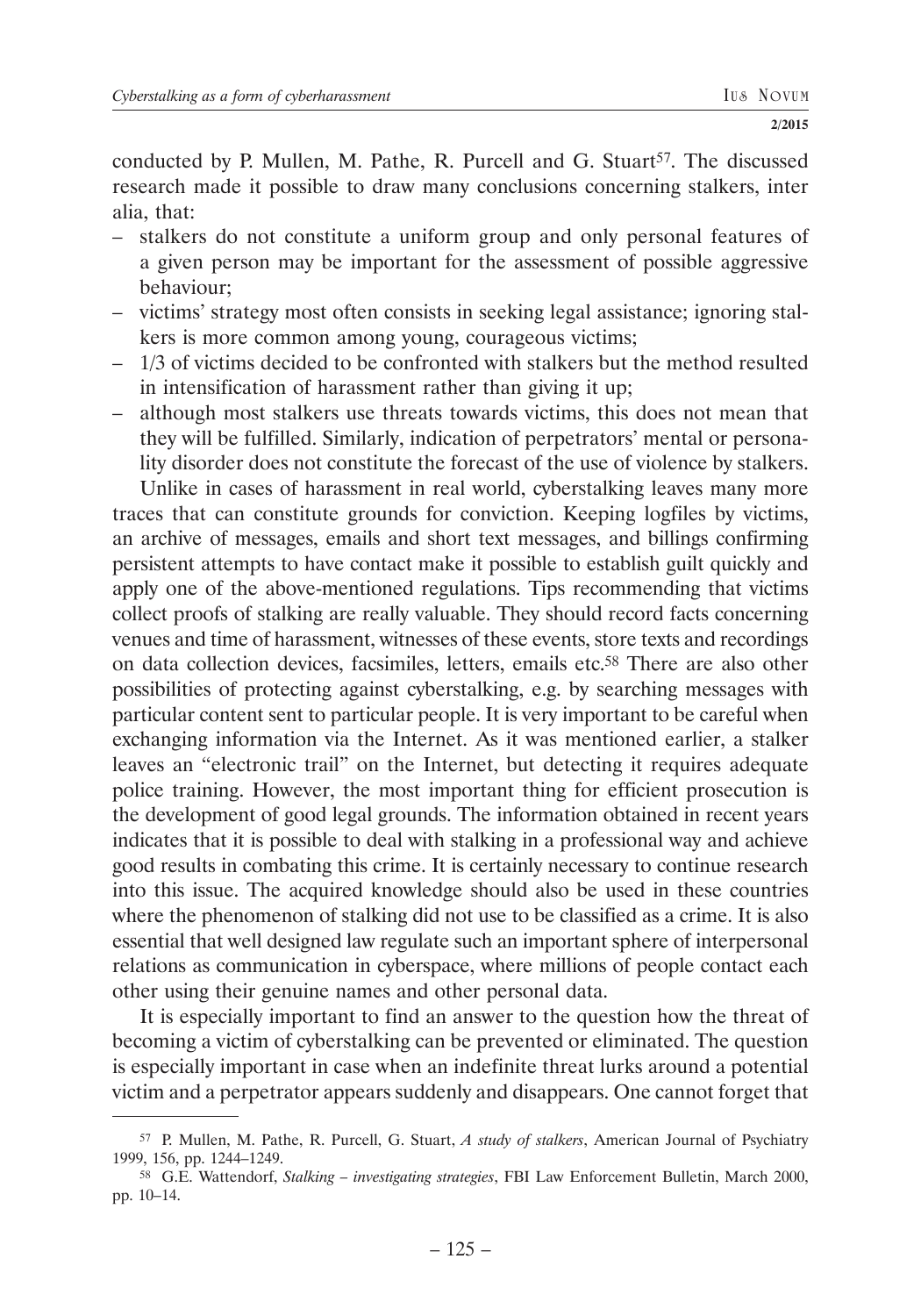conducted by P. Mullen, M. Pathe, R. Purcell and G. Stuart[57]. The discussed research made it possible to draw many conclusions concerning stalkers, inter alia, that:

- stalkers do not constitute a uniform group and only personal features of a given person may be important for the assessment of possible aggressive behaviour;
- victims' strategy most often consists in seeking legal assistance; ignoring stalkers is more common among young, courageous victims;
- 1/3 of victims decided to be confronted with stalkers but the method resulted in intensification of harassment rather than giving it up;
- although most stalkers use threats towards victims, this does not mean that they will be fulfilled. Similarly, indication of perpetrators' mental or personality disorder does not constitute the forecast of the use of violence by stalkers.

Unlike in cases of harassment in real world, cyberstalking leaves many more traces that can constitute grounds for conviction. Keeping logfiles by victims, an archive of messages, emails and short text messages, and billings confirming persistent attempts to have contact make it possible to establish guilt quickly and apply one of the above-mentioned regulations. Tips recommending that victims collect proofs of stalking are really valuable. They should record facts concerning venues and time of harassment, witnesses of these events, store texts and recordings on data collection devices, facsimiles, letters, emails etc.[58] There are also other possibilities of protecting against cyberstalking, e.g. by searching messages with particular content sent to particular people. It is very important to be careful when exchanging information via the Internet. As it was mentioned earlier, a stalker leaves an "electronic trail" on the Internet, but detecting it requires adequate police training. However, the most important thing for efficient prosecution is the development of good legal grounds. The information obtained in recent years indicates that it is possible to deal with stalking in a professional way and achieve good results in combating this crime. It is certainly necessary to continue research into this issue. The acquired knowledge should also be used in these countries where the phenomenon of stalking did not use to be classified as a crime. It is also essential that well designed law regulate such an important sphere of interpersonal relations as communication in cyberspace, where millions of people contact each other using their genuine names and other personal data.

It is especially important to find an answer to the question how the threat of becoming a victim of cyberstalking can be prevented or eliminated. The question is especially important in case when an indefinite threat lurks around a potential victim and a perpetrator appears suddenly and disappears. One cannot forget that

---

[57] P. Mullen, M. Pathe, R. Purcell, G. Stuart, *A study of stalkers*, American Journal of Psychiatry 1999, 156, pp. 1244–1249.

[58] G.E. Wattendorf, *Stalking – investigating strategies*, FBI Law Enforcement Bulletin, March 2000, pp. 10–14.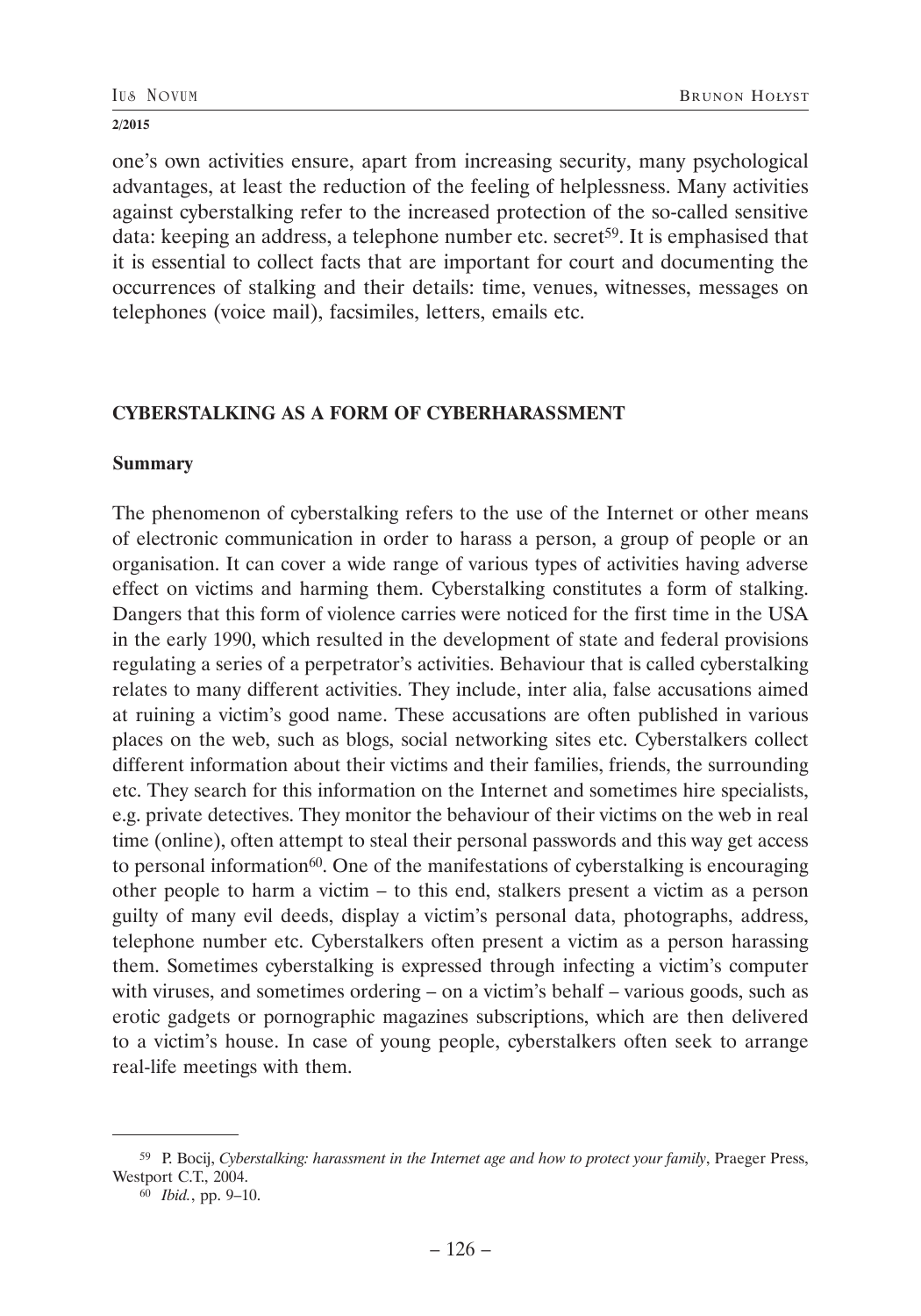one's own activities ensure, apart from increasing security, many psychological advantages, at least the reduction of the feeling of helplessness. Many activities against cyberstalking refer to the increased protection of the so-called sensitive data: keeping an address, a telephone number etc. secret[59]. It is emphasised that it is essential to collect facts that are important for court and documenting the occurrences of stalking and their details: time, venues, witnesses, messages on telephones (voice mail), facsimiles, letters, emails etc.

## CYBERSTALKING AS A FORM OF CYBERHARASSMENT

### Summary

The phenomenon of cyberstalking refers to the use of the Internet or other means of electronic communication in order to harass a person, a group of people or an organisation. It can cover a wide range of various types of activities having adverse effect on victims and harming them. Cyberstalking constitutes a form of stalking. Dangers that this form of violence carries were noticed for the first time in the USA in the early 1990, which resulted in the development of state and federal provisions regulating a series of a perpetrator's activities. Behaviour that is called cyberstalking relates to many different activities. They include, inter alia, false accusations aimed at ruining a victim's good name. These accusations are often published in various places on the web, such as blogs, social networking sites etc. Cyberstalkers collect different information about their victims and their families, friends, the surrounding etc. They search for this information on the Internet and sometimes hire specialists, e.g. private detectives. They monitor the behaviour of their victims on the web in real time (online), often attempt to steal their personal passwords and this way get access to personal information[60]. One of the manifestations of cyberstalking is encouraging other people to harm a victim – to this end, stalkers present a victim as a person guilty of many evil deeds, display a victim's personal data, photographs, address, telephone number etc. Cyberstalkers often present a victim as a person harassing them. Sometimes cyberstalking is expressed through infecting a victim's computer with viruses, and sometimes ordering – on a victim's behalf – various goods, such as erotic gadgets or pornographic magazines subscriptions, which are then delivered to a victim's house. In case of young people, cyberstalkers often seek to arrange real-life meetings with them.

---

[59] P. Bocij, *Cyberstalking: harassment in the Internet age and how to protect your family*, Praeger Press, Westport C.T., 2004.

[60] *Ibid.*, pp. 9–10.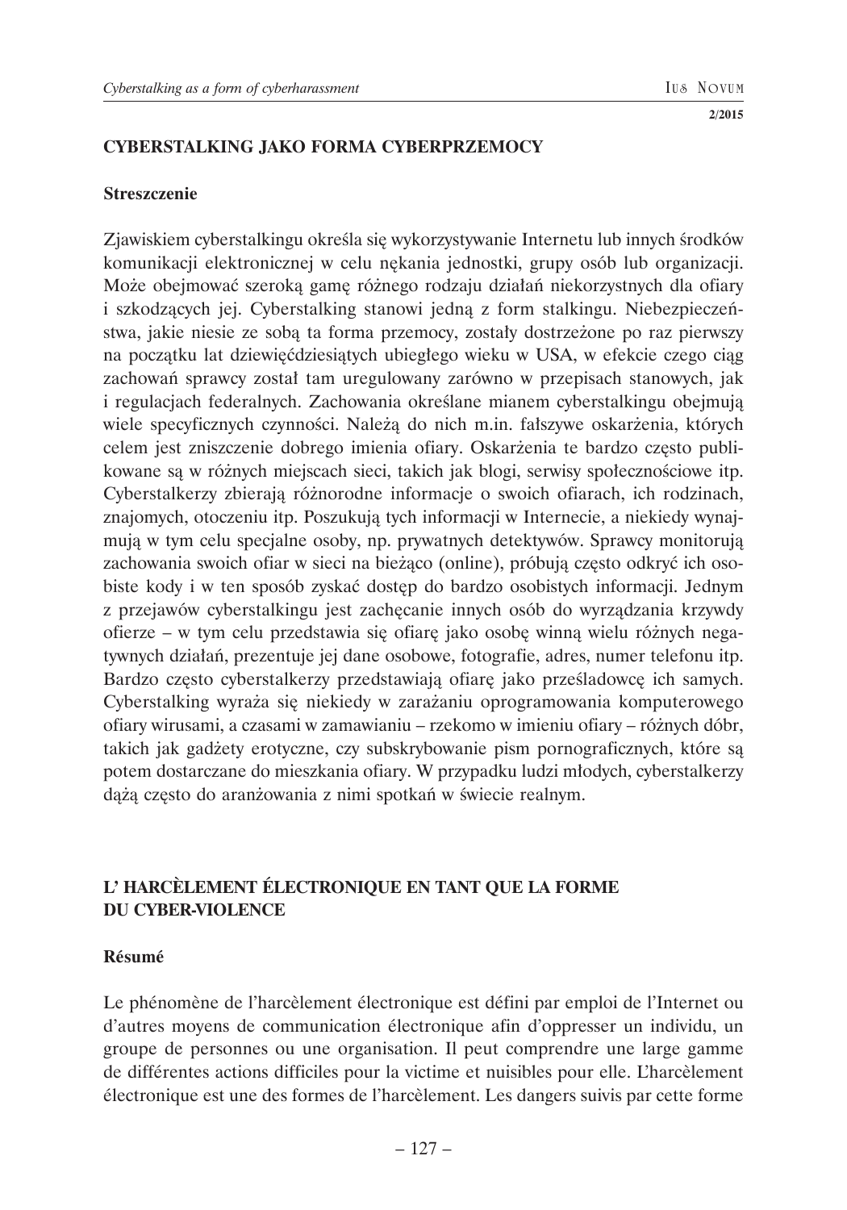## CYBERSTALKING JAKO FORMA CYBERPRZEMOCY

### Streszczenie

Zjawiskiem cyberstalkingu określa się wykorzystywanie Internetu lub innych środków komunikacji elektronicznej w celu nękania jednostki, grupy osób lub organizacji. Może obejmować szeroką gamę różnego rodzaju działań niekorzystnych dla ofiary i szkodzących jej. Cyberstalking stanowi jedną z form stalkingu. Niebezpieczeństwa, jakie niesie ze sobą ta forma przemocy, zostały dostrzeżone po raz pierwszy na początku lat dziewięćdziesiątych ubiegłego wieku w USA, w efekcie czego ciąg zachowań sprawcy został tam uregulowany zarówno w przepisach stanowych, jak i regulacjach federalnych. Zachowania określane mianem cyberstalkingu obejmują wiele specyficznych czynności. Należą do nich m.in. fałszywe oskarżenia, których celem jest zniszczenie dobrego imienia ofiary. Oskarżenia te bardzo często publikowane są w różnych miejscach sieci, takich jak blogi, serwisy społecznościowe itp. Cyberstalkerzy zbierają różnorodne informacje o swoich ofiarach, ich rodzinach, znajomych, otoczeniu itp. Poszukują tych informacji w Internecie, a niekiedy wynajmują w tym celu specjalne osoby, np. prywatnych detektywów. Sprawcy monitorują zachowania swoich ofiar w sieci na bieżąco (online), próbują często odkryć ich osobiste kody i w ten sposób zyskać dostęp do bardzo osobistych informacji. Jednym z przejawów cyberstalkingu jest zachęcanie innych osób do wyrządzania krzywdy ofierze – w tym celu przedstawia się ofiarę jako osobę winną wielu różnych negatywnych działań, prezentuje jej dane osobowe, fotografie, adres, numer telefonu itp. Bardzo często cyberstalkerzy przedstawiają ofiarę jako prześladowcę ich samych. Cyberstalking wyraża się niekiedy w zarażaniu oprogramowania komputerowego ofiary wirusami, a czasami w zamawianiu – rzekomo w imieniu ofiary – różnych dóbr, takich jak gadżety erotyczne, czy subskrybowanie pism pornograficznych, które są potem dostarczane do mieszkania ofiary. W przypadku ludzi młodych, cyberstalkerzy dążą często do aranżowania z nimi spotkań w świecie realnym.

## L' HARCÈLEMENT ÉLECTRONIQUE EN TANT QUE LA FORME DU CYBER-VIOLENCE

### Résumé

Le phénomène de l'harcèlement électronique est défini par emploi de l'Internet ou d'autres moyens de communication électronique afin d'oppresser un individu, un groupe de personnes ou une organisation. Il peut comprendre une large gamme de différentes actions difficiles pour la victime et nuisibles pour elle. L'harcèlement électronique est une des formes de l'harcèlement. Les dangers suivis par cette forme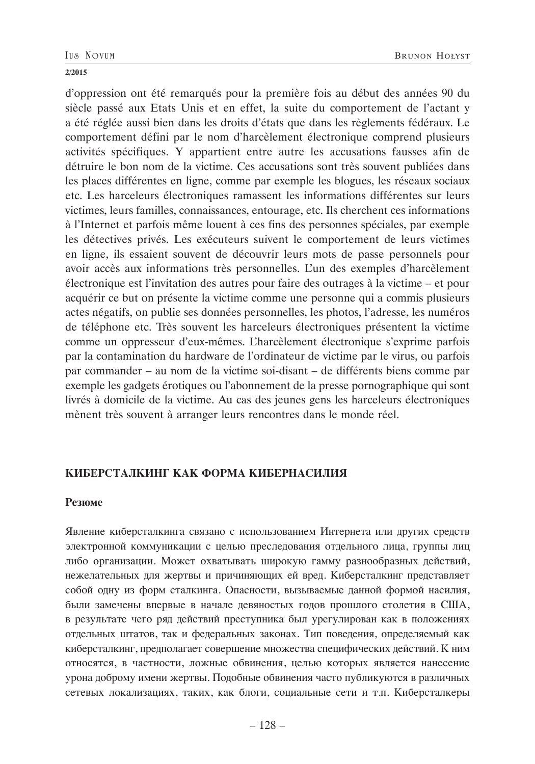d'oppression ont été remarqués pour la première fois au début des années 90 du siècle passé aux Etats Unis et en effet, la suite du comportement de l'actant y a été réglée aussi bien dans les droits d'états que dans les règlements fédéraux. Le comportement défini par le nom d'harcèlement électronique comprend plusieurs activités spécifiques. Y appartient entre autre les accusations fausses afin de détruire le bon nom de la victime. Ces accusations sont très souvent publiées dans les places différentes en ligne, comme par exemple les blogues, les réseaux sociaux etc. Les harceleurs électroniques ramassent les informations différentes sur leurs victimes, leurs familles, connaissances, entourage, etc. Ils cherchent ces informations à l'Internet et parfois même louent à ces fins des personnes spéciales, par exemple les détectives privés. Les exécuteurs suivent le comportement de leurs victimes en ligne, ils essaient souvent de découvrir leurs mots de passe personnels pour avoir accès aux informations très personnelles. L'un des exemples d'harcèlement électronique est l'invitation des autres pour faire des outrages à la victime – et pour acquérir ce but on présente la victime comme une personne qui a commis plusieurs actes négatifs, on publie ses données personnelles, les photos, l'adresse, les numéros de téléphone etc. Très souvent les harceleurs électroniques présentent la victime comme un oppresseur d'eux-mêmes. L'harcèlement électronique s'exprime parfois par la contamination du hardware de l'ordinateur de victime par le virus, ou parfois par commander – au nom de la victime soi-disant – de différents biens comme par exemple les gadgets érotiques ou l'abonnement de la presse pornographique qui sont livrés à domicile de la victime. Au cas des jeunes gens les harceleurs électroniques mènent très souvent à arranger leurs rencontres dans le monde réel.

## КИБЕРСТАЛКИНГ КАК ФОРМА КИБЕРНАСИЛИЯ

### Резюме

Явление киберсталкинга связано с использованием Интернета или других средств электронной коммуникации с целью преследования отдельного лица, группы лиц либо организации. Может охватывать широкую гамму разнообразных действий, нежелательных для жертвы и причиняющих ей вред. Киберсталкинг представляет собой одну из форм сталкинга. Опасности, вызываемые данной формой насилия, были замечены впервые в начале девяностых годов прошлого столетия в США, в результате чего ряд действий преступника был урегулирован как в положениях отдельных штатов, так и федеральных законах. Тип поведения, определяемый как киберсталкинг, предполагает совершение множества специфических действий. К ним относятся, в частности, ложные обвинения, целью которых является нанесение урона доброму имени жертвы. Подобные обвинения часто публикуются в различных сетевых локализациях, таких, как блоги, социальные сети и т.п. Киберсталкеры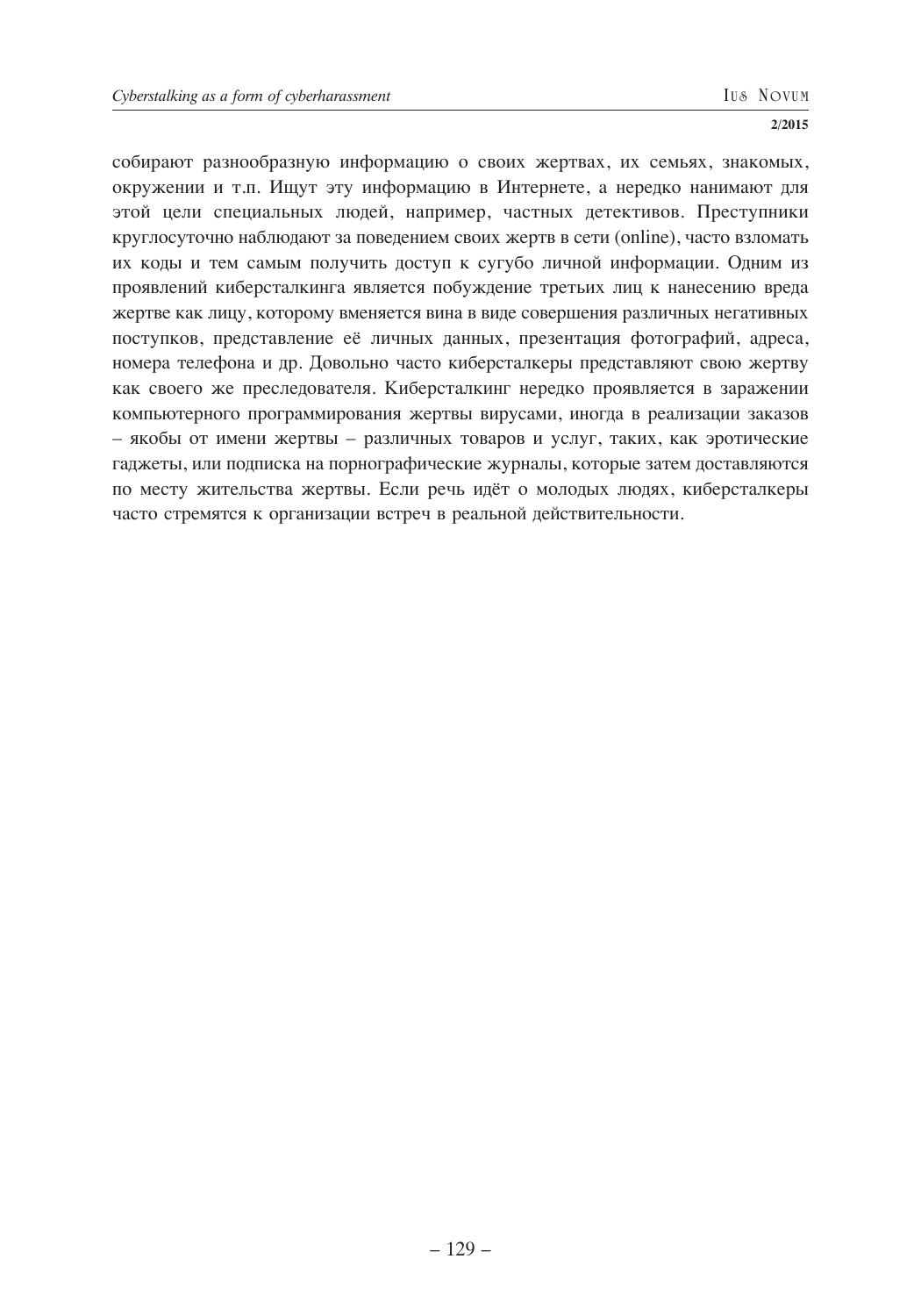собирают разнообразную информацию о своих жертвах, их семьях, знакомых, окружении и т.п. Ищут эту информацию в Интернете, а нередко нанимают для этой цели специальных людей, например, частных детективов. Преступники круглосуточно наблюдают за поведением своих жертв в сети (online), часто взломать их коды и тем самым получить доступ к сугубо личной информации. Одним из проявлений киберсталкинга является побуждение третьих лиц к нанесению вреда жертве как лицу, которому вменяется вина в виде совершения различных негативных поступков, представление её личных данных, презентация фотографий, адреса, номера телефона и др. Довольно часто киберсталкеры представляют свою жертву как своего же преследователя. Киберсталкинг нередко проявляется в заражении компьютерного программирования жертвы вирусами, иногда в реализации заказов – якобы от имени жертвы – различных товаров и услуг, таких, как эротические гаджеты, или подписка на порнографические журналы, которые затем доставляются по месту жительства жертвы. Если речь идёт о молодых людях, киберсталкеры часто стремятся к организации встреч в реальной действительности.